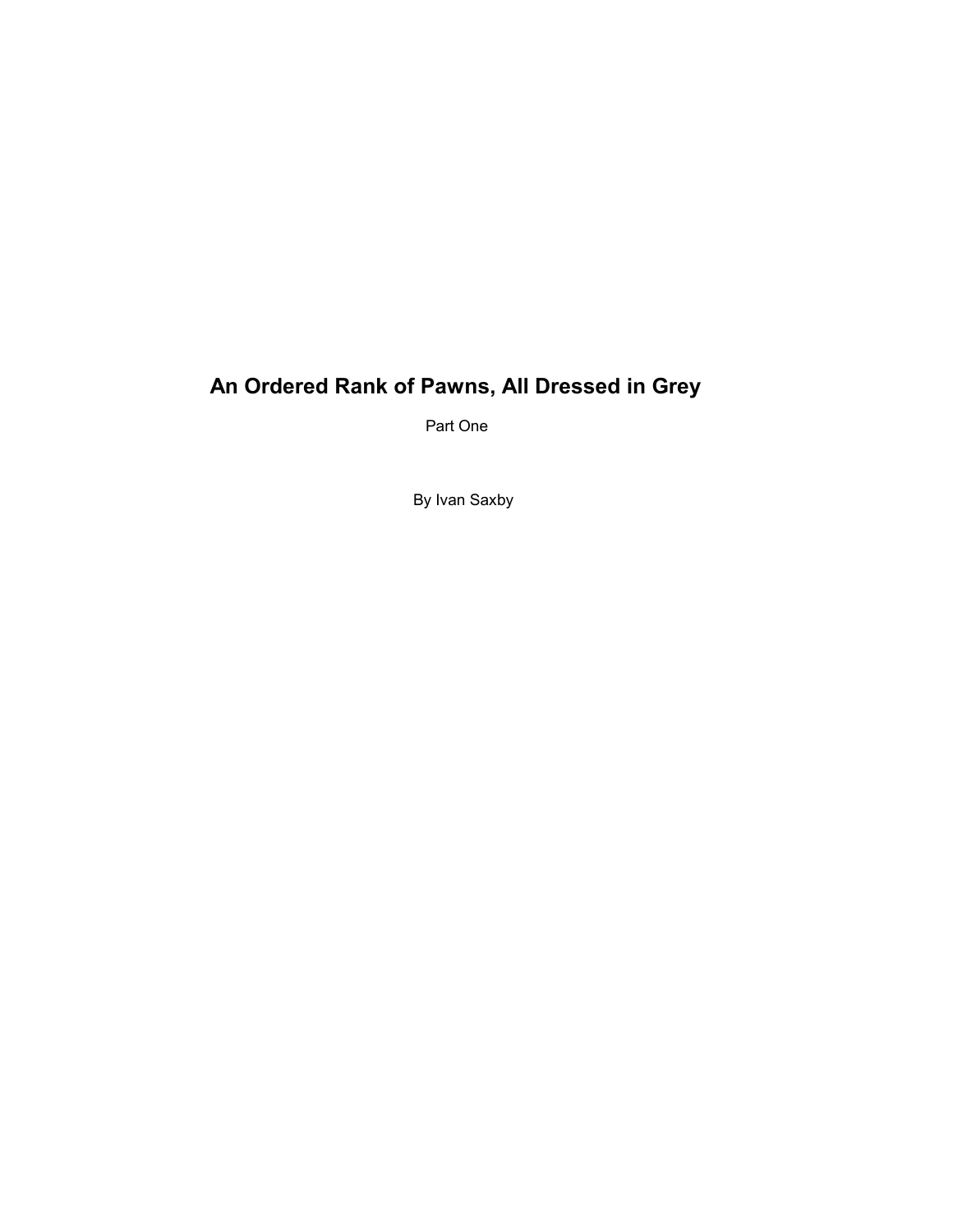# An Ordered Rank of Pawns, All Dressed in Grey

Part One

By Ivan Saxby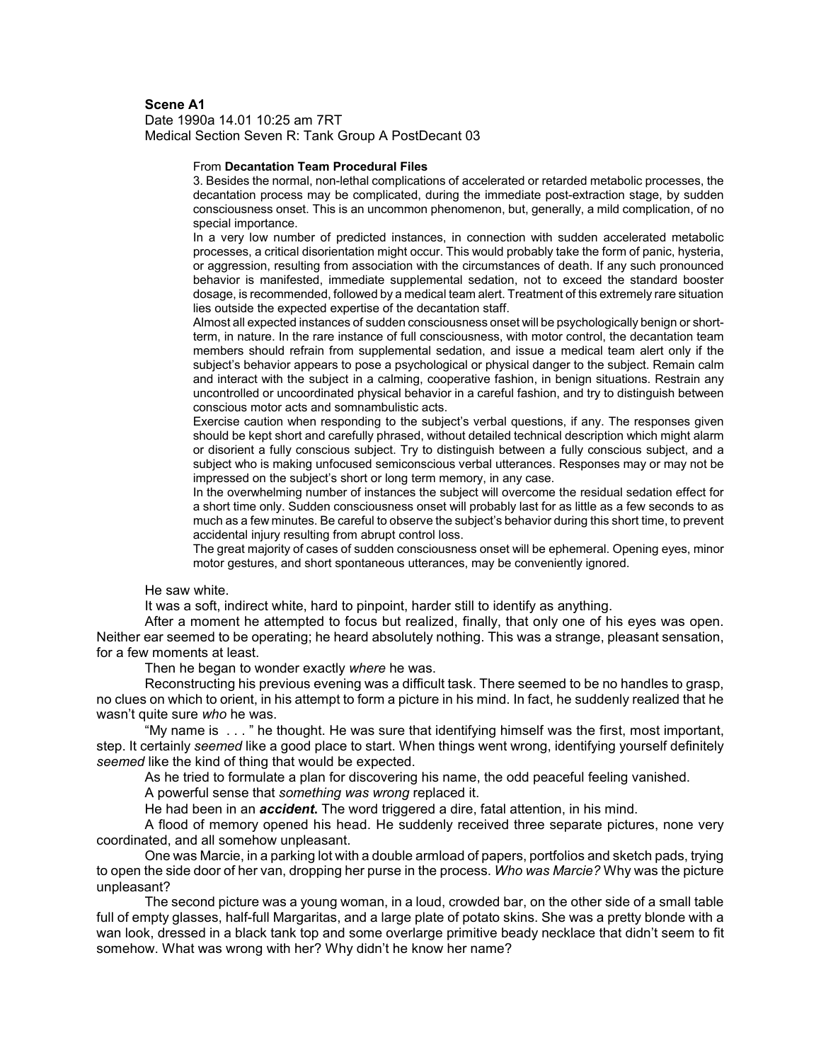**Scene A1**

Date 1990a 14.01 10:25 am 7RT

Medical Section Seven R: Tank Group A PostDecant 03

> From **Decantation Team Procedural Files**
>
> 3. Besides the normal, non-lethal complications of accelerated or retarded metabolic processes, the decantation process may be complicated, during the immediate post-extraction stage, by sudden consciousness onset. This is an uncommon phenomenon, but, generally, a mild complication, of no special importance.
>
> In a very low number of predicted instances, in connection with sudden accelerated metabolic processes, a critical disorientation might occur. This would probably take the form of panic, hysteria, or aggression, resulting from association with the circumstances of death. If any such pronounced behavior is manifested, immediate supplemental sedation, not to exceed the standard booster dosage, is recommended, followed by a medical team alert. Treatment of this extremely rare situation lies outside the expected expertise of the decantation staff.
>
> Almost all expected instances of sudden consciousness onset will be psychologically benign or short-term, in nature. In the rare instance of full consciousness, with motor control, the decantation team members should refrain from supplemental sedation, and issue a medical team alert only if the subject's behavior appears to pose a psychological or physical danger to the subject. Remain calm and interact with the subject in a calming, cooperative fashion, in benign situations. Restrain any uncontrolled or uncoordinated physical behavior in a careful fashion, and try to distinguish between conscious motor acts and somnambulistic acts.
>
> Exercise caution when responding to the subject's verbal questions, if any. The responses given should be kept short and carefully phrased, without detailed technical description which might alarm or disorient a fully conscious subject. Try to distinguish between a fully conscious subject, and a subject who is making unfocused semiconscious verbal utterances. Responses may or may not be impressed on the subject's short or long term memory, in any case.
>
> In the overwhelming number of instances the subject will overcome the residual sedation effect for a short time only. Sudden consciousness onset will probably last for as little as a few seconds to as much as a few minutes. Be careful to observe the subject's behavior during this short time, to prevent accidental injury resulting from abrupt control loss.
>
> The great majority of cases of sudden consciousness onset will be ephemeral. Opening eyes, minor motor gestures, and short spontaneous utterances, may be conveniently ignored.

He saw white.

It was a soft, indirect white, hard to pinpoint, harder still to identify as anything.

After a moment he attempted to focus but realized, finally, that only one of his eyes was open. Neither ear seemed to be operating; he heard absolutely nothing. This was a strange, pleasant sensation, for a few moments at least.

Then he began to wonder exactly *where* he was.

Reconstructing his previous evening was a difficult task. There seemed to be no handles to grasp, no clues on which to orient, in his attempt to form a picture in his mind. In fact, he suddenly realized that he wasn't quite sure *who* he was.

"My name is . . . " he thought. He was sure that identifying himself was the first, most important, step. It certainly *seemed* like a good place to start. When things went wrong, identifying yourself definitely *seemed* like the kind of thing that would be expected.

As he tried to formulate a plan for discovering his name, the odd peaceful feeling vanished.

A powerful sense that *something was wrong* replaced it.

He had been in an ***accident.*** The word triggered a dire, fatal attention, in his mind.

A flood of memory opened his head. He suddenly received three separate pictures, none very coordinated, and all somehow unpleasant.

One was Marcie, in a parking lot with a double armload of papers, portfolios and sketch pads, trying to open the side door of her van, dropping her purse in the process. *Who was Marcie?* Why was the picture unpleasant?

The second picture was a young woman, in a loud, crowded bar, on the other side of a small table full of empty glasses, half-full Margaritas, and a large plate of potato skins. She was a pretty blonde with a wan look, dressed in a black tank top and some overlarge primitive beady necklace that didn't seem to fit somehow. What was wrong with her? Why didn't he know her name?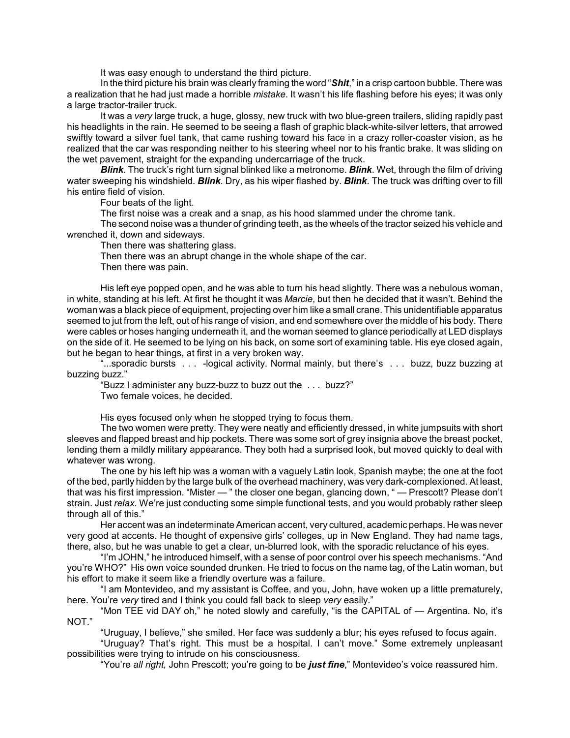It was easy enough to understand the third picture.

In the third picture his brain was clearly framing the word "***Shit***," in a crisp cartoon bubble. There was a realization that he had just made a horrible *mistake*. It wasn't his life flashing before his eyes; it was only a large tractor-trailer truck.

It was a *very* large truck, a huge, glossy, new truck with two blue-green trailers, sliding rapidly past his headlights in the rain. He seemed to be seeing a flash of graphic black-white-silver letters, that arrowed swiftly toward a silver fuel tank, that came rushing toward his face in a crazy roller-coaster vision, as he realized that the car was responding neither to his steering wheel nor to his frantic brake. It was sliding on the wet pavement, straight for the expanding undercarriage of the truck.

***Blink***. The truck's right turn signal blinked like a metronome. ***Blink***. Wet, through the film of driving water sweeping his windshield. ***Blink***. Dry, as his wiper flashed by. ***Blink***. The truck was drifting over to fill his entire field of vision.

Four beats of the light.

The first noise was a creak and a snap, as his hood slammed under the chrome tank.

The second noise was a thunder of grinding teeth, as the wheels of the tractor seized his vehicle and wrenched it, down and sideways.

Then there was shattering glass.

Then there was an abrupt change in the whole shape of the car.

Then there was pain.

His left eye popped open, and he was able to turn his head slightly. There was a nebulous woman, in white, standing at his left. At first he thought it was *Marcie*, but then he decided that it wasn't. Behind the woman was a black piece of equipment, projecting over him like a small crane. This unidentifiable apparatus seemed to jut from the left, out of his range of vision, and end somewhere over the middle of his body. There were cables or hoses hanging underneath it, and the woman seemed to glance periodically at LED displays on the side of it. He seemed to be lying on his back, on some sort of examining table. His eye closed again, but he began to hear things, at first in a very broken way.

"...sporadic bursts . . . -logical activity. Normal mainly, but there's . . . buzz, buzz buzzing at buzzing buzz."

"Buzz I administer any buzz-buzz to buzz out the . . . buzz?"

Two female voices, he decided.

His eyes focused only when he stopped trying to focus them.

The two women were pretty. They were neatly and efficiently dressed, in white jumpsuits with short sleeves and flapped breast and hip pockets. There was some sort of grey insignia above the breast pocket, lending them a mildly military appearance. They both had a surprised look, but moved quickly to deal with whatever was wrong.

The one by his left hip was a woman with a vaguely Latin look, Spanish maybe; the one at the foot of the bed, partly hidden by the large bulk of the overhead machinery, was very dark-complexioned. At least, that was his first impression. "Mister — " the closer one began, glancing down, " — Prescott? Please don't strain. Just *relax*. We're just conducting some simple functional tests, and you would probably rather sleep through all of this."

Her accent was an indeterminate American accent, very cultured, academic perhaps. He was never very good at accents. He thought of expensive girls' colleges, up in New England. They had name tags, there, also, but he was unable to get a clear, un-blurred look, with the sporadic reluctance of his eyes.

"I'm JOHN," he introduced himself, with a sense of poor control over his speech mechanisms. "And you're WHO?" His own voice sounded drunken. He tried to focus on the name tag, of the Latin woman, but his effort to make it seem like a friendly overture was a failure.

"I am Montevideo, and my assistant is Coffee, and you, John, have woken up a little prematurely, here. You're *very* tired and I think you could fall back to sleep *very* easily."

"Mon TEE vid DAY oh," he noted slowly and carefully, "is the CAPITAL of — Argentina. No, it's NOT."

"Uruguay, I believe," she smiled. Her face was suddenly a blur; his eyes refused to focus again.

"Uruguay? That's right. This must be a hospital. I can't move." Some extremely unpleasant possibilities were trying to intrude on his consciousness.

"You're *all right,* John Prescott; you're going to be ***just fine***," Montevideo's voice reassured him.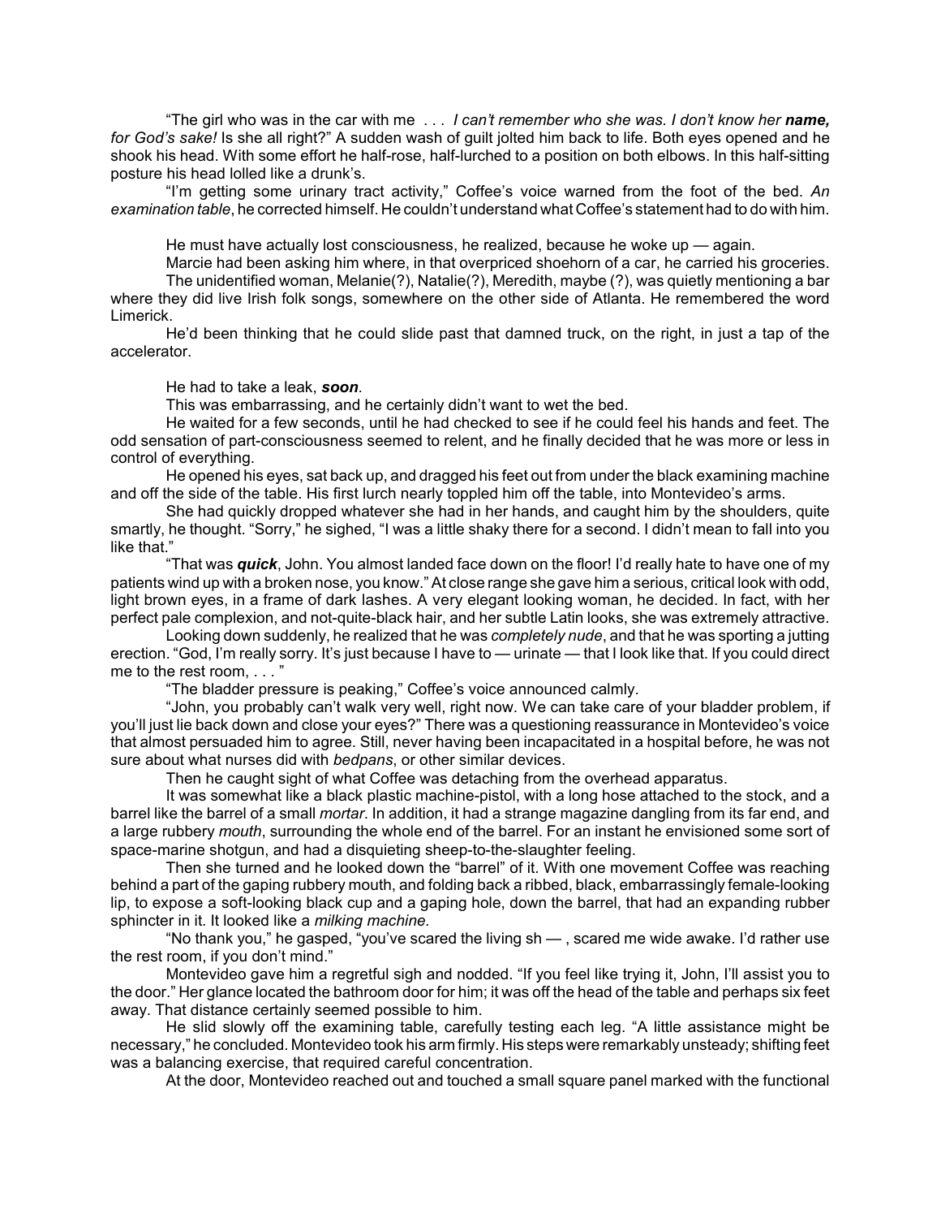"The girl who was in the car with me . . . *I can't remember who she was. I don't know her **name,** for God's sake!* Is she all right?" A sudden wash of guilt jolted him back to life. Both eyes opened and he shook his head. With some effort he half-rose, half-lurched to a position on both elbows. In this half-sitting posture his head lolled like a drunk's.

"I'm getting some urinary tract activity," Coffee's voice warned from the foot of the bed. *An examination table*, he corrected himself. He couldn't understand what Coffee's statement had to do with him.

He must have actually lost consciousness, he realized, because he woke up — again.

Marcie had been asking him where, in that overpriced shoehorn of a car, he carried his groceries.

The unidentified woman, Melanie(?), Natalie(?), Meredith, maybe (?), was quietly mentioning a bar where they did live Irish folk songs, somewhere on the other side of Atlanta. He remembered the word Limerick.

He'd been thinking that he could slide past that damned truck, on the right, in just a tap of the accelerator.

He had to take a leak, ***soon***.

This was embarrassing, and he certainly didn't want to wet the bed.

He waited for a few seconds, until he had checked to see if he could feel his hands and feet. The odd sensation of part-consciousness seemed to relent, and he finally decided that he was more or less in control of everything.

He opened his eyes, sat back up, and dragged his feet out from under the black examining machine and off the side of the table. His first lurch nearly toppled him off the table, into Montevideo's arms.

She had quickly dropped whatever she had in her hands, and caught him by the shoulders, quite smartly, he thought. "Sorry," he sighed, "I was a little shaky there for a second. I didn't mean to fall into you like that."

"That was ***quick***, John. You almost landed face down on the floor! I'd really hate to have one of my patients wind up with a broken nose, you know." At close range she gave him a serious, critical look with odd, light brown eyes, in a frame of dark lashes. A very elegant looking woman, he decided. In fact, with her perfect pale complexion, and not-quite-black hair, and her subtle Latin looks, she was extremely attractive.

Looking down suddenly, he realized that he was *completely nude*, and that he was sporting a jutting erection. "God, I'm really sorry. It's just because I have to — urinate — that I look like that. If you could direct me to the rest room, . . . "

"The bladder pressure is peaking," Coffee's voice announced calmly.

"John, you probably can't walk very well, right now. We can take care of your bladder problem, if you'll just lie back down and close your eyes?" There was a questioning reassurance in Montevideo's voice that almost persuaded him to agree. Still, never having been incapacitated in a hospital before, he was not sure about what nurses did with *bedpans*, or other similar devices.

Then he caught sight of what Coffee was detaching from the overhead apparatus.

It was somewhat like a black plastic machine-pistol, with a long hose attached to the stock, and a barrel like the barrel of a small *mortar*. In addition, it had a strange magazine dangling from its far end, and a large rubbery *mouth*, surrounding the whole end of the barrel. For an instant he envisioned some sort of space-marine shotgun, and had a disquieting sheep-to-the-slaughter feeling.

Then she turned and he looked down the "barrel" of it. With one movement Coffee was reaching behind a part of the gaping rubbery mouth, and folding back a ribbed, black, embarrassingly female-looking lip, to expose a soft-looking black cup and a gaping hole, down the barrel, that had an expanding rubber sphincter in it. It looked like a *milking machine.*

"No thank you," he gasped, "you've scared the living sh — , scared me wide awake. I'd rather use the rest room, if you don't mind."

Montevideo gave him a regretful sigh and nodded. "If you feel like trying it, John, I'll assist you to the door." Her glance located the bathroom door for him; it was off the head of the table and perhaps six feet away. That distance certainly seemed possible to him.

He slid slowly off the examining table, carefully testing each leg. "A little assistance might be necessary," he concluded. Montevideo took his arm firmly. His steps were remarkably unsteady; shifting feet was a balancing exercise, that required careful concentration.

At the door, Montevideo reached out and touched a small square panel marked with the functional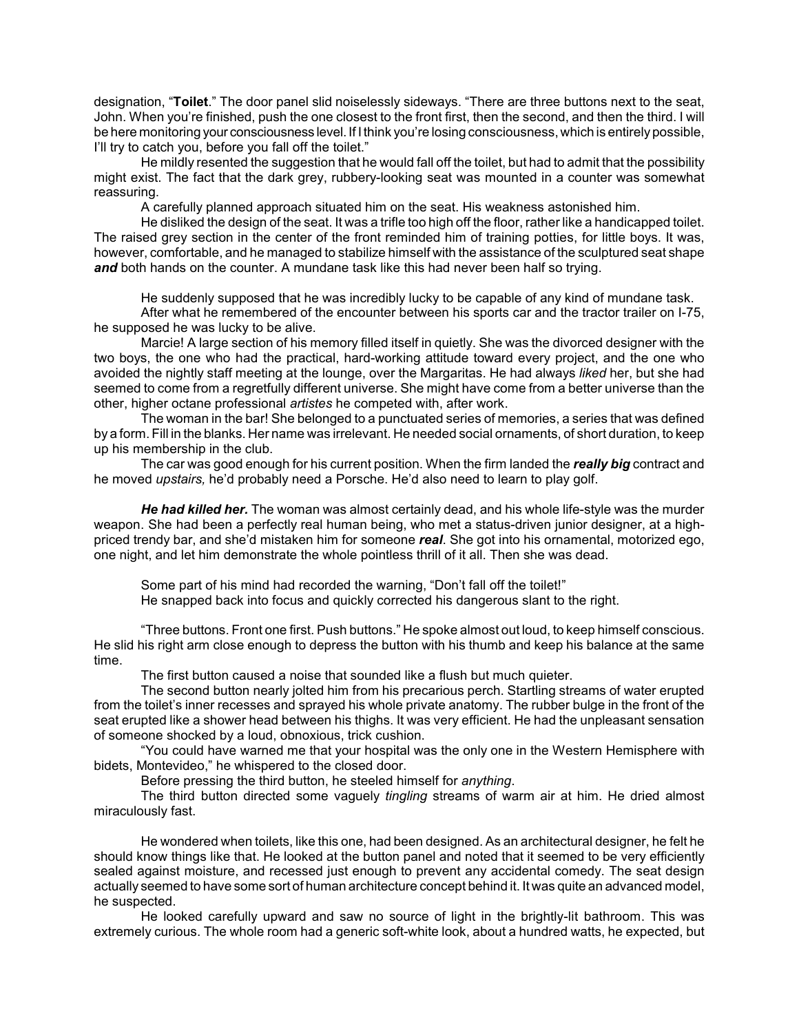designation, "**Toilet**." The door panel slid noiselessly sideways. "There are three buttons next to the seat, John. When you're finished, push the one closest to the front first, then the second, and then the third. I will be here monitoring your consciousness level. If I think you're losing consciousness, which is entirely possible, I'll try to catch you, before you fall off the toilet."

He mildly resented the suggestion that he would fall off the toilet, but had to admit that the possibility might exist. The fact that the dark grey, rubbery-looking seat was mounted in a counter was somewhat reassuring.

A carefully planned approach situated him on the seat. His weakness astonished him.

He disliked the design of the seat. It was a trifle too high off the floor, rather like a handicapped toilet. The raised grey section in the center of the front reminded him of training potties, for little boys. It was, however, comfortable, and he managed to stabilize himself with the assistance of the sculptured seat shape ***and*** both hands on the counter. A mundane task like this had never been half so trying.

He suddenly supposed that he was incredibly lucky to be capable of any kind of mundane task.

After what he remembered of the encounter between his sports car and the tractor trailer on I-75, he supposed he was lucky to be alive.

Marcie! A large section of his memory filled itself in quietly. She was the divorced designer with the two boys, the one who had the practical, hard-working attitude toward every project, and the one who avoided the nightly staff meeting at the lounge, over the Margaritas. He had always *liked* her, but she had seemed to come from a regretfully different universe. She might have come from a better universe than the other, higher octane professional *artistes* he competed with, after work.

The woman in the bar! She belonged to a punctuated series of memories, a series that was defined by a form. Fill in the blanks. Her name was irrelevant. He needed social ornaments, of short duration, to keep up his membership in the club.

The car was good enough for his current position. When the firm landed the ***really big*** contract and he moved *upstairs,* he'd probably need a Porsche. He'd also need to learn to play golf.

***He had killed her.*** The woman was almost certainly dead, and his whole life-style was the murder weapon. She had been a perfectly real human being, who met a status-driven junior designer, at a high-priced trendy bar, and she'd mistaken him for someone ***real***. She got into his ornamental, motorized ego, one night, and let him demonstrate the whole pointless thrill of it all. Then she was dead.

Some part of his mind had recorded the warning, "Don't fall off the toilet!"

He snapped back into focus and quickly corrected his dangerous slant to the right.

"Three buttons. Front one first. Push buttons." He spoke almost out loud, to keep himself conscious. He slid his right arm close enough to depress the button with his thumb and keep his balance at the same time.

The first button caused a noise that sounded like a flush but much quieter.

The second button nearly jolted him from his precarious perch. Startling streams of water erupted from the toilet's inner recesses and sprayed his whole private anatomy. The rubber bulge in the front of the seat erupted like a shower head between his thighs. It was very efficient. He had the unpleasant sensation of someone shocked by a loud, obnoxious, trick cushion.

"You could have warned me that your hospital was the only one in the Western Hemisphere with bidets, Montevideo," he whispered to the closed door.

Before pressing the third button, he steeled himself for *anything*.

The third button directed some vaguely *tingling* streams of warm air at him. He dried almost miraculously fast.

He wondered when toilets, like this one, had been designed. As an architectural designer, he felt he should know things like that. He looked at the button panel and noted that it seemed to be very efficiently sealed against moisture, and recessed just enough to prevent any accidental comedy. The seat design actually seemed to have some sort of human architecture concept behind it. It was quite an advanced model, he suspected.

He looked carefully upward and saw no source of light in the brightly-lit bathroom. This was extremely curious. The whole room had a generic soft-white look, about a hundred watts, he expected, but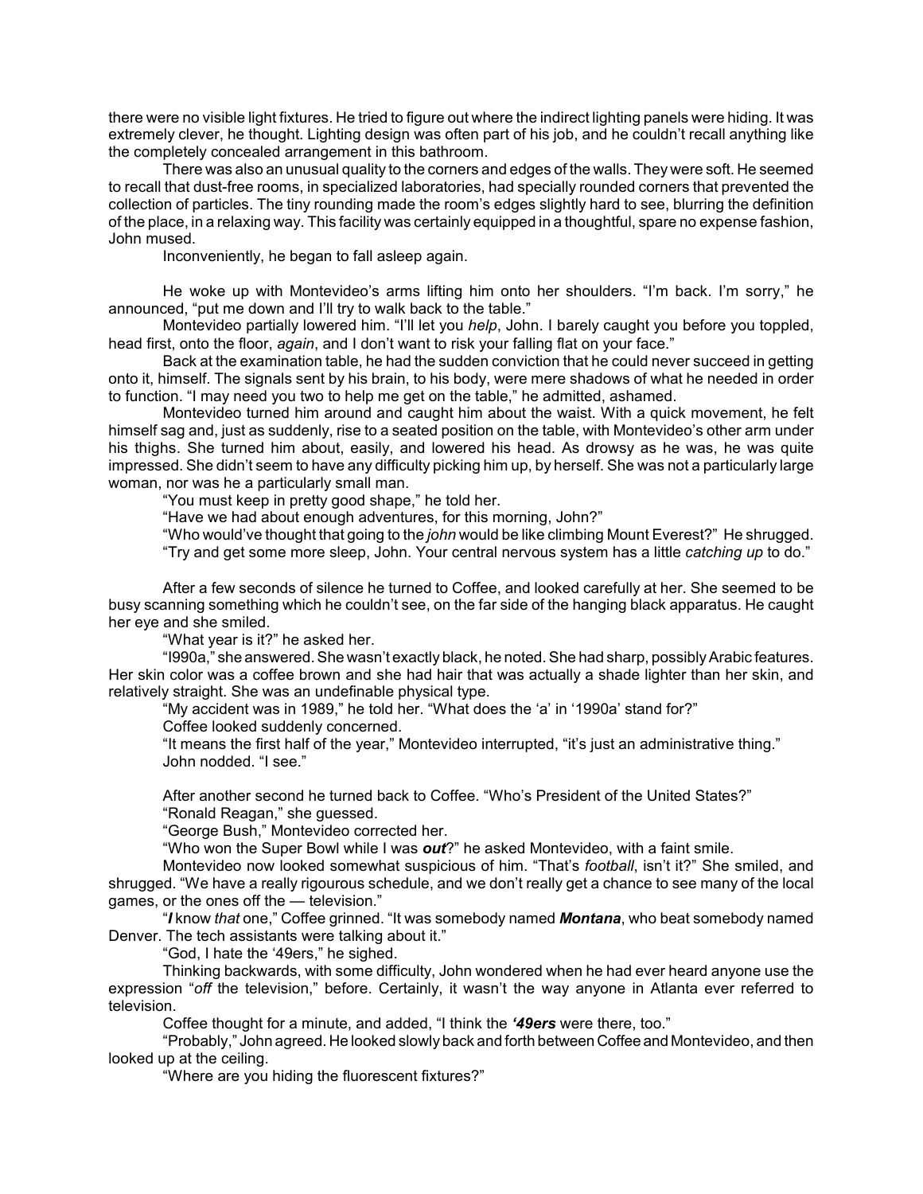there were no visible light fixtures. He tried to figure out where the indirect lighting panels were hiding. It was extremely clever, he thought. Lighting design was often part of his job, and he couldn't recall anything like the completely concealed arrangement in this bathroom.

There was also an unusual quality to the corners and edges of the walls. They were soft. He seemed to recall that dust-free rooms, in specialized laboratories, had specially rounded corners that prevented the collection of particles. The tiny rounding made the room's edges slightly hard to see, blurring the definition of the place, in a relaxing way. This facility was certainly equipped in a thoughtful, spare no expense fashion, John mused.

Inconveniently, he began to fall asleep again.

He woke up with Montevideo's arms lifting him onto her shoulders. "I'm back. I'm sorry," he announced, "put me down and I'll try to walk back to the table."

Montevideo partially lowered him. "I'll let you *help*, John. I barely caught you before you toppled, head first, onto the floor, *again*, and I don't want to risk your falling flat on your face."

Back at the examination table, he had the sudden conviction that he could never succeed in getting onto it, himself. The signals sent by his brain, to his body, were mere shadows of what he needed in order to function. "I may need you two to help me get on the table," he admitted, ashamed.

Montevideo turned him around and caught him about the waist. With a quick movement, he felt himself sag and, just as suddenly, rise to a seated position on the table, with Montevideo's other arm under his thighs. She turned him about, easily, and lowered his head. As drowsy as he was, he was quite impressed. She didn't seem to have any difficulty picking him up, by herself. She was not a particularly large woman, nor was he a particularly small man.

"You must keep in pretty good shape," he told her.

"Have we had about enough adventures, for this morning, John?"

"Who would've thought that going to the *john* would be like climbing Mount Everest?" He shrugged.

"Try and get some more sleep, John. Your central nervous system has a little *catching up* to do."

After a few seconds of silence he turned to Coffee, and looked carefully at her. She seemed to be busy scanning something which he couldn't see, on the far side of the hanging black apparatus. He caught her eye and she smiled.

"What year is it?" he asked her.

"I990a," she answered. She wasn't exactly black, he noted. She had sharp, possibly Arabic features. Her skin color was a coffee brown and she had hair that was actually a shade lighter than her skin, and relatively straight. She was an undefinable physical type.

"My accident was in 1989," he told her. "What does the 'a' in '1990a' stand for?"

Coffee looked suddenly concerned.

"It means the first half of the year," Montevideo interrupted, "it's just an administrative thing."

John nodded. "I see."

After another second he turned back to Coffee. "Who's President of the United States?"

"Ronald Reagan," she guessed.

"George Bush," Montevideo corrected her.

"Who won the Super Bowl while I was ***out***?" he asked Montevideo, with a faint smile.

Montevideo now looked somewhat suspicious of him. "That's *football*, isn't it?" She smiled, and shrugged. "We have a really rigourous schedule, and we don't really get a chance to see many of the local games, or the ones off the — television."

"***I*** know *that* one," Coffee grinned. "It was somebody named ***Montana***, who beat somebody named Denver. The tech assistants were talking about it."

"God, I hate the '49ers," he sighed.

Thinking backwards, with some difficulty, John wondered when he had ever heard anyone use the expression "*off* the television," before. Certainly, it wasn't the way anyone in Atlanta ever referred to television.

Coffee thought for a minute, and added, "I think the ***'49ers*** were there, too."

"Probably," John agreed. He looked slowly back and forth between Coffee and Montevideo, and then looked up at the ceiling.

"Where are you hiding the fluorescent fixtures?"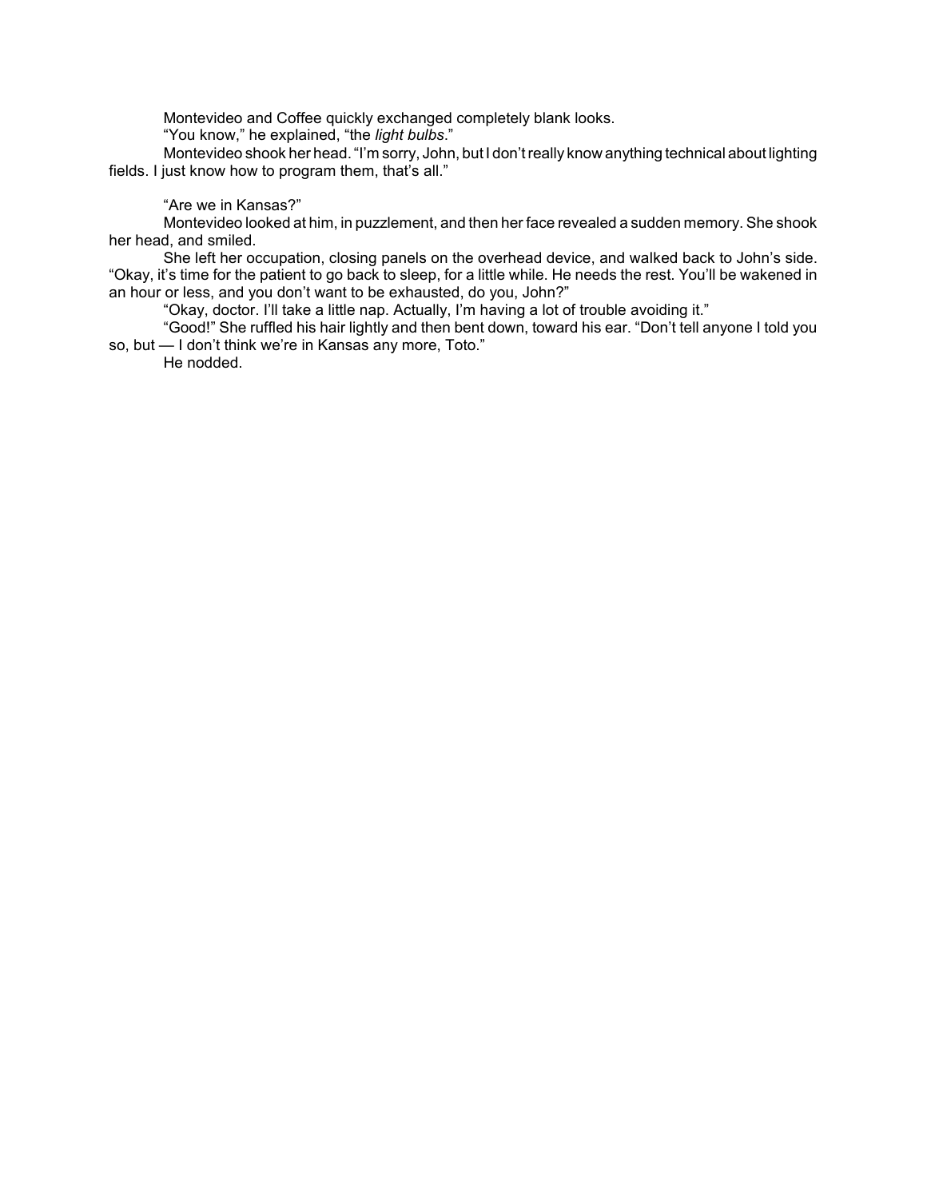Montevideo and Coffee quickly exchanged completely blank looks.

"You know," he explained, "the *light bulbs*."

Montevideo shook her head. "I'm sorry, John, but I don't really know anything technical about lighting fields. I just know how to program them, that's all."

"Are we in Kansas?"

Montevideo looked at him, in puzzlement, and then her face revealed a sudden memory. She shook her head, and smiled.

She left her occupation, closing panels on the overhead device, and walked back to John's side. "Okay, it's time for the patient to go back to sleep, for a little while. He needs the rest. You'll be wakened in an hour or less, and you don't want to be exhausted, do you, John?"

"Okay, doctor. I'll take a little nap. Actually, I'm having a lot of trouble avoiding it."

"Good!" She ruffled his hair lightly and then bent down, toward his ear. "Don't tell anyone I told you so, but — I don't think we're in Kansas any more, Toto."

He nodded.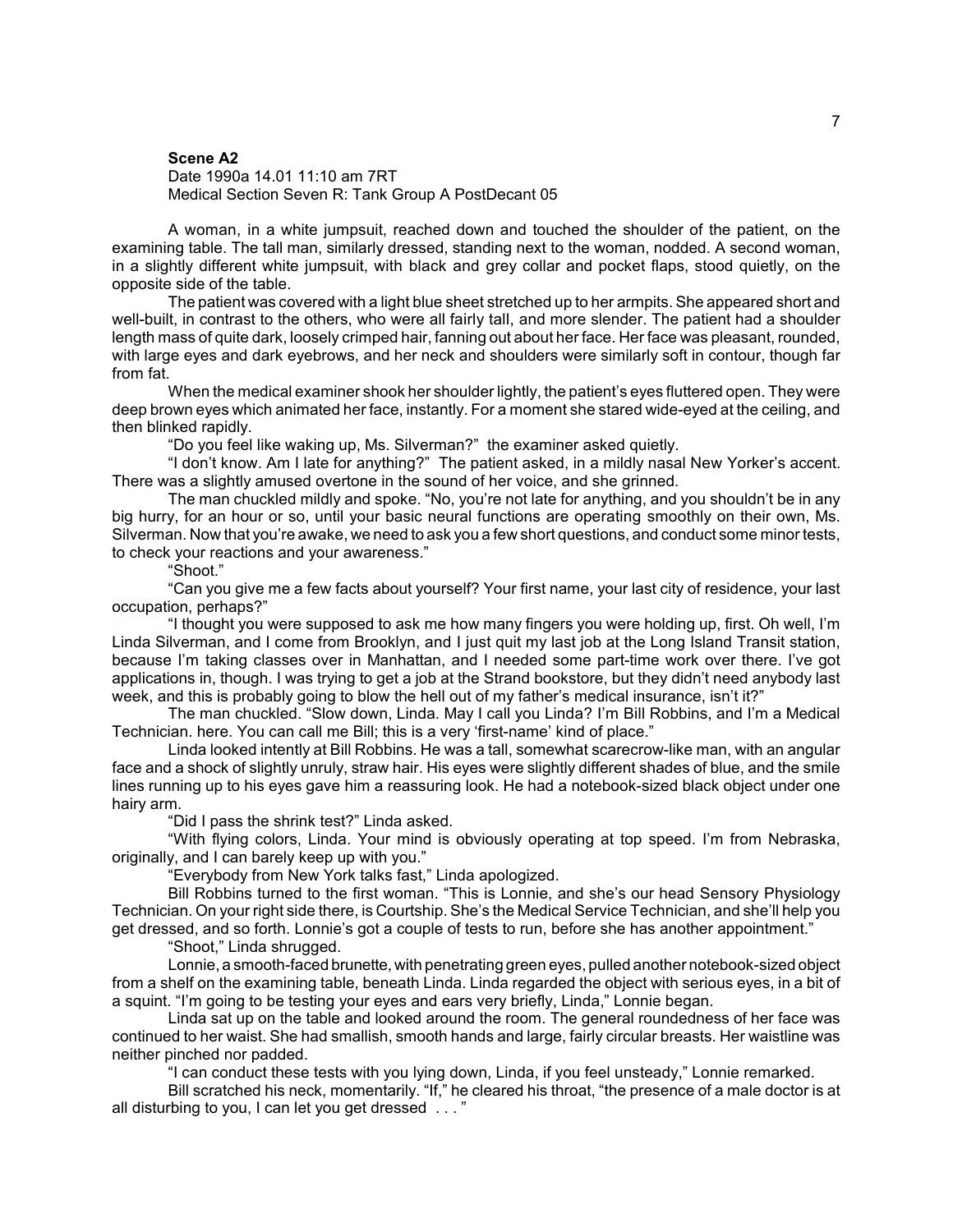**Scene A2**

Date 1990a 14.01 11:10 am 7RT
Medical Section Seven R: Tank Group A PostDecant 05

A woman, in a white jumpsuit, reached down and touched the shoulder of the patient, on the examining table. The tall man, similarly dressed, standing next to the woman, nodded. A second woman, in a slightly different white jumpsuit, with black and grey collar and pocket flaps, stood quietly, on the opposite side of the table.

The patient was covered with a light blue sheet stretched up to her armpits. She appeared short and well-built, in contrast to the others, who were all fairly tall, and more slender. The patient had a shoulder length mass of quite dark, loosely crimped hair, fanning out about her face. Her face was pleasant, rounded, with large eyes and dark eyebrows, and her neck and shoulders were similarly soft in contour, though far from fat.

When the medical examiner shook her shoulder lightly, the patient's eyes fluttered open. They were deep brown eyes which animated her face, instantly. For a moment she stared wide-eyed at the ceiling, and then blinked rapidly.

"Do you feel like waking up, Ms. Silverman?" the examiner asked quietly.

"I don't know. Am I late for anything?" The patient asked, in a mildly nasal New Yorker's accent. There was a slightly amused overtone in the sound of her voice, and she grinned.

The man chuckled mildly and spoke. "No, you're not late for anything, and you shouldn't be in any big hurry, for an hour or so, until your basic neural functions are operating smoothly on their own, Ms. Silverman. Now that you're awake, we need to ask you a few short questions, and conduct some minor tests, to check your reactions and your awareness."

"Shoot."

"Can you give me a few facts about yourself? Your first name, your last city of residence, your last occupation, perhaps?"

"I thought you were supposed to ask me how many fingers you were holding up, first. Oh well, I'm Linda Silverman, and I come from Brooklyn, and I just quit my last job at the Long Island Transit station, because I'm taking classes over in Manhattan, and I needed some part-time work over there. I've got applications in, though. I was trying to get a job at the Strand bookstore, but they didn't need anybody last week, and this is probably going to blow the hell out of my father's medical insurance, isn't it?"

The man chuckled. "Slow down, Linda. May I call you Linda? I'm Bill Robbins, and I'm a Medical Technician. here. You can call me Bill; this is a very 'first-name' kind of place."

Linda looked intently at Bill Robbins. He was a tall, somewhat scarecrow-like man, with an angular face and a shock of slightly unruly, straw hair. His eyes were slightly different shades of blue, and the smile lines running up to his eyes gave him a reassuring look. He had a notebook-sized black object under one hairy arm.

"Did I pass the shrink test?" Linda asked.

"With flying colors, Linda. Your mind is obviously operating at top speed. I'm from Nebraska, originally, and I can barely keep up with you."

"Everybody from New York talks fast," Linda apologized.

Bill Robbins turned to the first woman. "This is Lonnie, and she's our head Sensory Physiology Technician. On your right side there, is Courtship. She's the Medical Service Technician, and she'll help you get dressed, and so forth. Lonnie's got a couple of tests to run, before she has another appointment."

"Shoot," Linda shrugged.

Lonnie, a smooth-faced brunette, with penetrating green eyes, pulled another notebook-sized object from a shelf on the examining table, beneath Linda. Linda regarded the object with serious eyes, in a bit of a squint. "I'm going to be testing your eyes and ears very briefly, Linda," Lonnie began.

Linda sat up on the table and looked around the room. The general roundedness of her face was continued to her waist. She had smallish, smooth hands and large, fairly circular breasts. Her waistline was neither pinched nor padded.

"I can conduct these tests with you lying down, Linda, if you feel unsteady," Lonnie remarked.

Bill scratched his neck, momentarily. "If," he cleared his throat, "the presence of a male doctor is at all disturbing to you, I can let you get dressed . . . "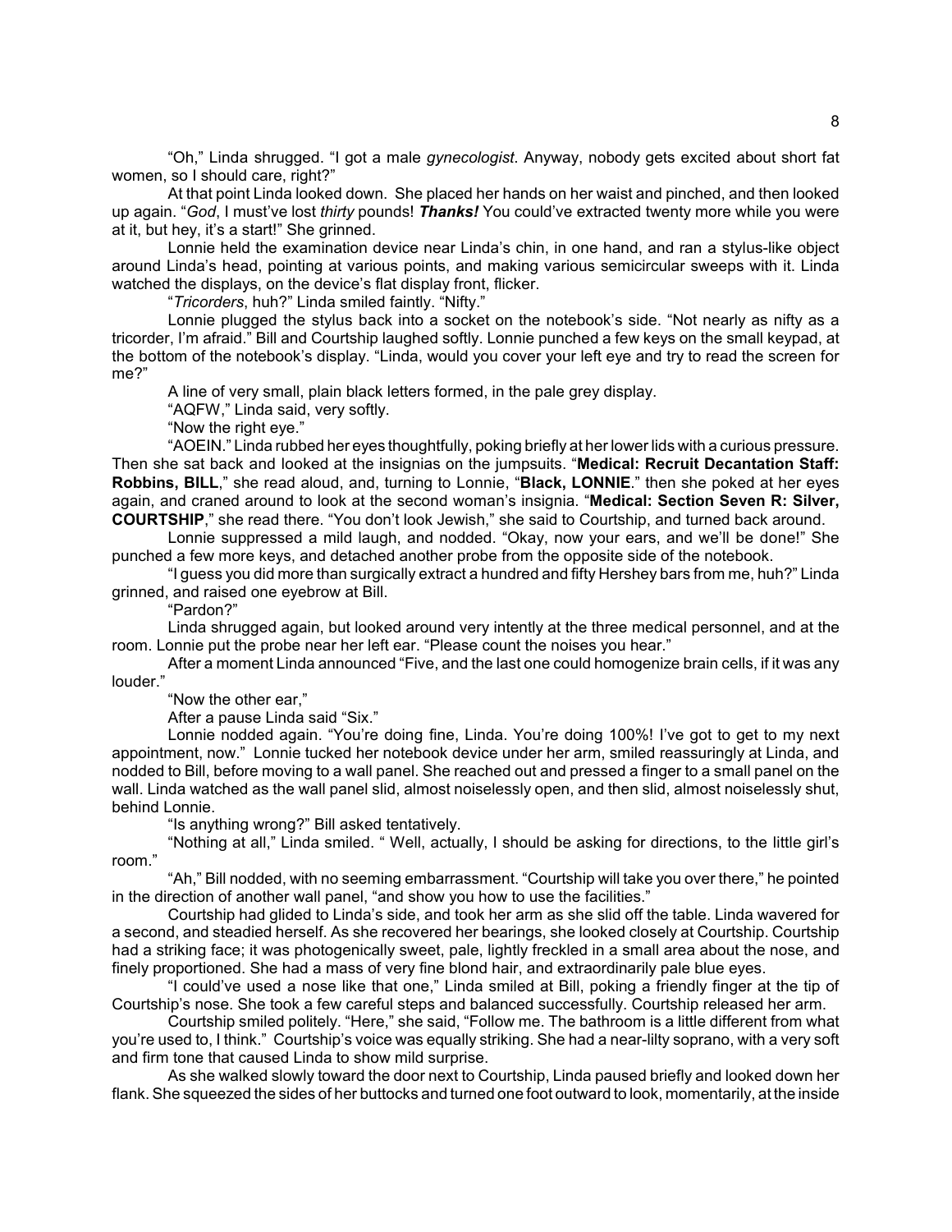"Oh," Linda shrugged. "I got a male *gynecologist*. Anyway, nobody gets excited about short fat women, so I should care, right?"

At that point Linda looked down. She placed her hands on her waist and pinched, and then looked up again. "*God*, I must've lost *thirty* pounds! ***Thanks!*** You could've extracted twenty more while you were at it, but hey, it's a start!" She grinned.

Lonnie held the examination device near Linda's chin, in one hand, and ran a stylus-like object around Linda's head, pointing at various points, and making various semicircular sweeps with it. Linda watched the displays, on the device's flat display front, flicker.

"*Tricorders*, huh?" Linda smiled faintly. "Nifty."

Lonnie plugged the stylus back into a socket on the notebook's side. "Not nearly as nifty as a tricorder, I'm afraid." Bill and Courtship laughed softly. Lonnie punched a few keys on the small keypad, at the bottom of the notebook's display. "Linda, would you cover your left eye and try to read the screen for me?"

A line of very small, plain black letters formed, in the pale grey display.

"AQFW," Linda said, very softly.

"Now the right eye."

"AOEIN." Linda rubbed her eyes thoughtfully, poking briefly at her lower lids with a curious pressure. Then she sat back and looked at the insignias on the jumpsuits. "**Medical: Recruit Decantation Staff: Robbins, BILL**," she read aloud, and, turning to Lonnie, "**Black, LONNIE**." then she poked at her eyes again, and craned around to look at the second woman's insignia. "**Medical: Section Seven R: Silver, COURTSHIP**," she read there. "You don't look Jewish," she said to Courtship, and turned back around.

Lonnie suppressed a mild laugh, and nodded. "Okay, now your ears, and we'll be done!" She punched a few more keys, and detached another probe from the opposite side of the notebook.

"I guess you did more than surgically extract a hundred and fifty Hershey bars from me, huh?" Linda grinned, and raised one eyebrow at Bill.

"Pardon?"

Linda shrugged again, but looked around very intently at the three medical personnel, and at the room. Lonnie put the probe near her left ear. "Please count the noises you hear."

After a moment Linda announced "Five, and the last one could homogenize brain cells, if it was any louder."

"Now the other ear,"

After a pause Linda said "Six."

Lonnie nodded again. "You're doing fine, Linda. You're doing 100%! I've got to get to my next appointment, now." Lonnie tucked her notebook device under her arm, smiled reassuringly at Linda, and nodded to Bill, before moving to a wall panel. She reached out and pressed a finger to a small panel on the wall. Linda watched as the wall panel slid, almost noiselessly open, and then slid, almost noiselessly shut, behind Lonnie.

"Is anything wrong?" Bill asked tentatively.

"Nothing at all," Linda smiled. " Well, actually, I should be asking for directions, to the little girl's room."

"Ah," Bill nodded, with no seeming embarrassment. "Courtship will take you over there," he pointed in the direction of another wall panel, "and show you how to use the facilities."

Courtship had glided to Linda's side, and took her arm as she slid off the table. Linda wavered for a second, and steadied herself. As she recovered her bearings, she looked closely at Courtship. Courtship had a striking face; it was photogenically sweet, pale, lightly freckled in a small area about the nose, and finely proportioned. She had a mass of very fine blond hair, and extraordinarily pale blue eyes.

"I could've used a nose like that one," Linda smiled at Bill, poking a friendly finger at the tip of Courtship's nose. She took a few careful steps and balanced successfully. Courtship released her arm.

Courtship smiled politely. "Here," she said, "Follow me. The bathroom is a little different from what you're used to, I think." Courtship's voice was equally striking. She had a near-lilty soprano, with a very soft and firm tone that caused Linda to show mild surprise.

As she walked slowly toward the door next to Courtship, Linda paused briefly and looked down her flank. She squeezed the sides of her buttocks and turned one foot outward to look, momentarily, at the inside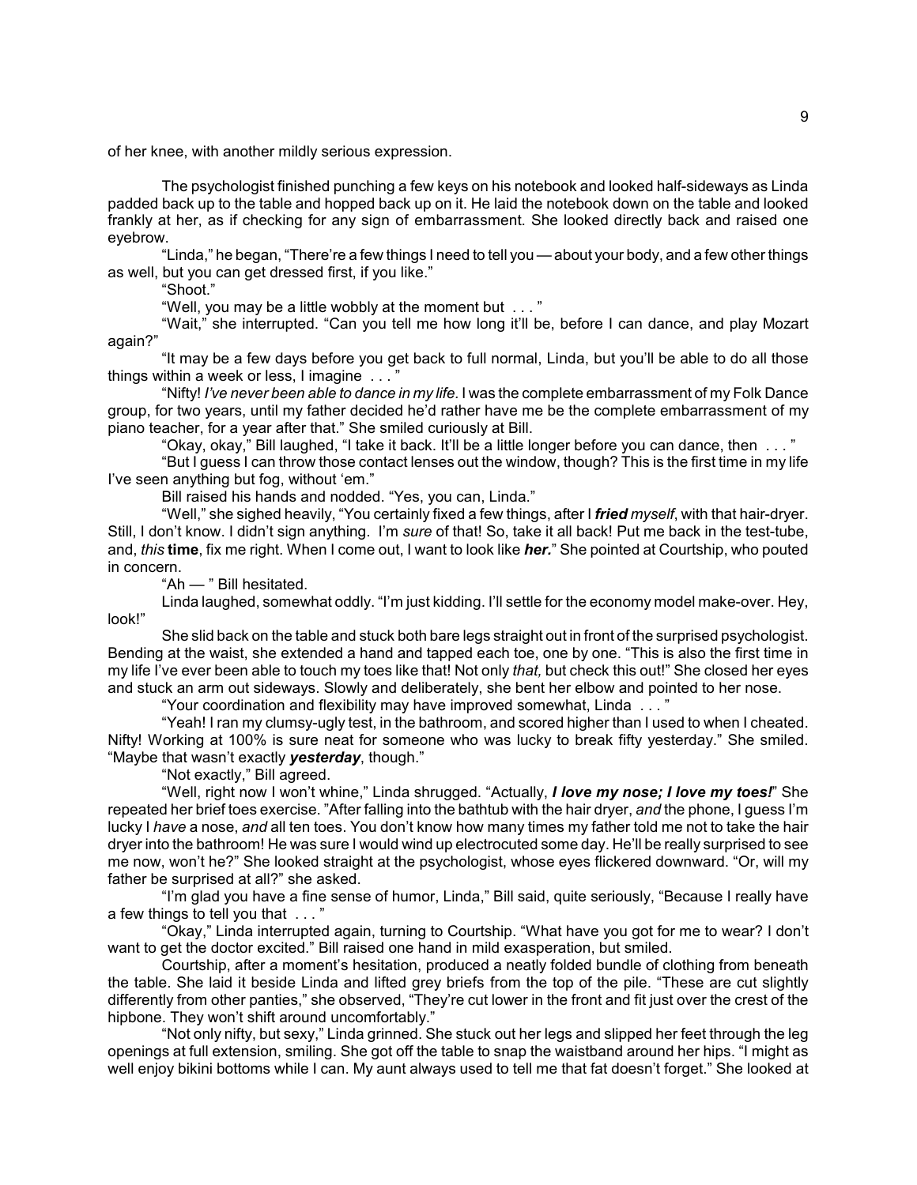of her knee, with another mildly serious expression.

The psychologist finished punching a few keys on his notebook and looked half-sideways as Linda padded back up to the table and hopped back up on it. He laid the notebook down on the table and looked frankly at her, as if checking for any sign of embarrassment. She looked directly back and raised one eyebrow.

"Linda," he began, "There're a few things I need to tell you — about your body, and a few other things as well, but you can get dressed first, if you like."

"Shoot."

"Well, you may be a little wobbly at the moment but . . . "

"Wait," she interrupted. "Can you tell me how long it'll be, before I can dance, and play Mozart again?"

"It may be a few days before you get back to full normal, Linda, but you'll be able to do all those things within a week or less, I imagine . . . "

"Nifty! *I've never been able to dance in my life.* I was the complete embarrassment of my Folk Dance group, for two years, until my father decided he'd rather have me be the complete embarrassment of my piano teacher, for a year after that." She smiled curiously at Bill.

"Okay, okay," Bill laughed, "I take it back. It'll be a little longer before you can dance, then . . . "

"But I guess I can throw those contact lenses out the window, though? This is the first time in my life I've seen anything but fog, without 'em."

Bill raised his hands and nodded. "Yes, you can, Linda."

"Well," she sighed heavily, "You certainly fixed a few things, after I ***fried*** *myself*, with that hair-dryer. Still, I don't know. I didn't sign anything. I'm *sure* of that! So, take it all back! Put me back in the test-tube, and, *this* **time**, fix me right. When I come out, I want to look like ***her.***" She pointed at Courtship, who pouted in concern.

"Ah — " Bill hesitated.

Linda laughed, somewhat oddly. "I'm just kidding. I'll settle for the economy model make-over. Hey, look!"

She slid back on the table and stuck both bare legs straight out in front of the surprised psychologist. Bending at the waist, she extended a hand and tapped each toe, one by one. "This is also the first time in my life I've ever been able to touch my toes like that! Not only *that,* but check this out!" She closed her eyes and stuck an arm out sideways. Slowly and deliberately, she bent her elbow and pointed to her nose.

"Your coordination and flexibility may have improved somewhat, Linda . . . "

"Yeah! I ran my clumsy-ugly test, in the bathroom, and scored higher than I used to when I cheated. Nifty! Working at 100% is sure neat for someone who was lucky to break fifty yesterday." She smiled. "Maybe that wasn't exactly ***yesterday***, though."

"Not exactly," Bill agreed.

"Well, right now I won't whine," Linda shrugged. "Actually, ***I love my nose; I love my toes!***" She repeated her brief toes exercise. "After falling into the bathtub with the hair dryer, *and* the phone, I guess I'm lucky I *have* a nose, *and* all ten toes. You don't know how many times my father told me not to take the hair dryer into the bathroom! He was sure I would wind up electrocuted some day. He'll be really surprised to see me now, won't he?" She looked straight at the psychologist, whose eyes flickered downward. "Or, will my father be surprised at all?" she asked.

"I'm glad you have a fine sense of humor, Linda," Bill said, quite seriously, "Because I really have a few things to tell you that . . . "

"Okay," Linda interrupted again, turning to Courtship. "What have you got for me to wear? I don't want to get the doctor excited." Bill raised one hand in mild exasperation, but smiled.

Courtship, after a moment's hesitation, produced a neatly folded bundle of clothing from beneath the table. She laid it beside Linda and lifted grey briefs from the top of the pile. "These are cut slightly differently from other panties," she observed, "They're cut lower in the front and fit just over the crest of the hipbone. They won't shift around uncomfortably."

"Not only nifty, but sexy," Linda grinned. She stuck out her legs and slipped her feet through the leg openings at full extension, smiling. She got off the table to snap the waistband around her hips. "I might as well enjoy bikini bottoms while I can. My aunt always used to tell me that fat doesn't forget." She looked at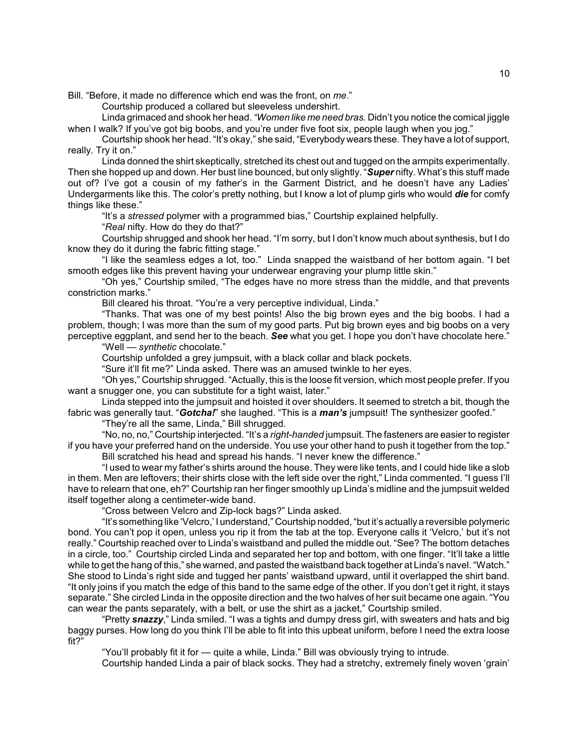Bill. "Before, it made no difference which end was the front, on *me*."

Courtship produced a collared but sleeveless undershirt.

Linda grimaced and shook her head. *"Women like me need bras.* Didn't you notice the comical jiggle when I walk? If you've got big boobs, and you're under five foot six, people laugh when you jog."

Courtship shook her head. "It's okay," she said, "Everybody wears these. They have a lot of support, really. Try it on."

Linda donned the shirt skeptically, stretched its chest out and tugged on the armpits experimentally. Then she hopped up and down. Her bust line bounced, but only slightly. "***Super*** nifty. What's this stuff made out of? I've got a cousin of my father's in the Garment District, and he doesn't have any Ladies' Undergarments like this. The color's pretty nothing, but I know a lot of plump girls who would ***die*** for comfy things like these."

"It's a *stressed* polymer with a programmed bias," Courtship explained helpfully.

"*Real* nifty. How do they do that?"

Courtship shrugged and shook her head. "I'm sorry, but I don't know much about synthesis, but I do know they do it during the fabric fitting stage."

"I like the seamless edges a lot, too." Linda snapped the waistband of her bottom again. "I bet smooth edges like this prevent having your underwear engraving your plump little skin."

"Oh yes," Courtship smiled, "The edges have no more stress than the middle, and that prevents constriction marks."

Bill cleared his throat. "You're a very perceptive individual, Linda."

"Thanks. That was one of my best points! Also the big brown eyes and the big boobs. I had a problem, though; I was more than the sum of my good parts. Put big brown eyes and big boobs on a very perceptive eggplant, and send her to the beach. ***See*** what you get. I hope you don't have chocolate here."

"Well — *synthetic* chocolate."

Courtship unfolded a grey jumpsuit, with a black collar and black pockets.

"Sure it'll fit me?" Linda asked. There was an amused twinkle to her eyes.

"Oh yes," Courtship shrugged. "Actually, this is the loose fit version, which most people prefer. If you want a snugger one, you can substitute for a tight waist, later."

Linda stepped into the jumpsuit and hoisted it over shoulders. It seemed to stretch a bit, though the fabric was generally taut. "***Gotcha!***" she laughed. "This is a ***man's*** jumpsuit! The synthesizer goofed."

"They're all the same, Linda," Bill shrugged.

"No, no, no," Courtship interjected. "It's a *right-handed* jumpsuit. The fasteners are easier to register if you have your preferred hand on the underside. You use your other hand to push it together from the top."

Bill scratched his head and spread his hands. "I never knew the difference."

"I used to wear my father's shirts around the house. They were like tents, and I could hide like a slob in them. Men are leftovers; their shirts close with the left side over the right," Linda commented. "I guess I'll have to relearn that one, eh?" Courtship ran her finger smoothly up Linda's midline and the jumpsuit welded itself together along a centimeter-wide band.

"Cross between Velcro and Zip-lock bags?" Linda asked.

"It's something like 'Velcro,' I understand," Courtship nodded, "but it's actually a reversible polymeric bond. You can't pop it open, unless you rip it from the tab at the top. Everyone calls it 'Velcro,' but it's not really." Courtship reached over to Linda's waistband and pulled the middle out. "See? The bottom detaches in a circle, too." Courtship circled Linda and separated her top and bottom, with one finger. "It'll take a little while to get the hang of this," she warned, and pasted the waistband back together at Linda's navel. "Watch." She stood to Linda's right side and tugged her pants' waistband upward, until it overlapped the shirt band. "It only joins if you match the edge of this band to the same edge of the other. If you don't get it right, it stays separate." She circled Linda in the opposite direction and the two halves of her suit became one again. "You can wear the pants separately, with a belt, or use the shirt as a jacket," Courtship smiled.

"Pretty ***snazzy***," Linda smiled. "I was a tights and dumpy dress girl, with sweaters and hats and big baggy purses. How long do you think I'll be able to fit into this upbeat uniform, before I need the extra loose fit?"

"You'll probably fit it for — quite a while, Linda." Bill was obviously trying to intrude.

Courtship handed Linda a pair of black socks. They had a stretchy, extremely finely woven 'grain'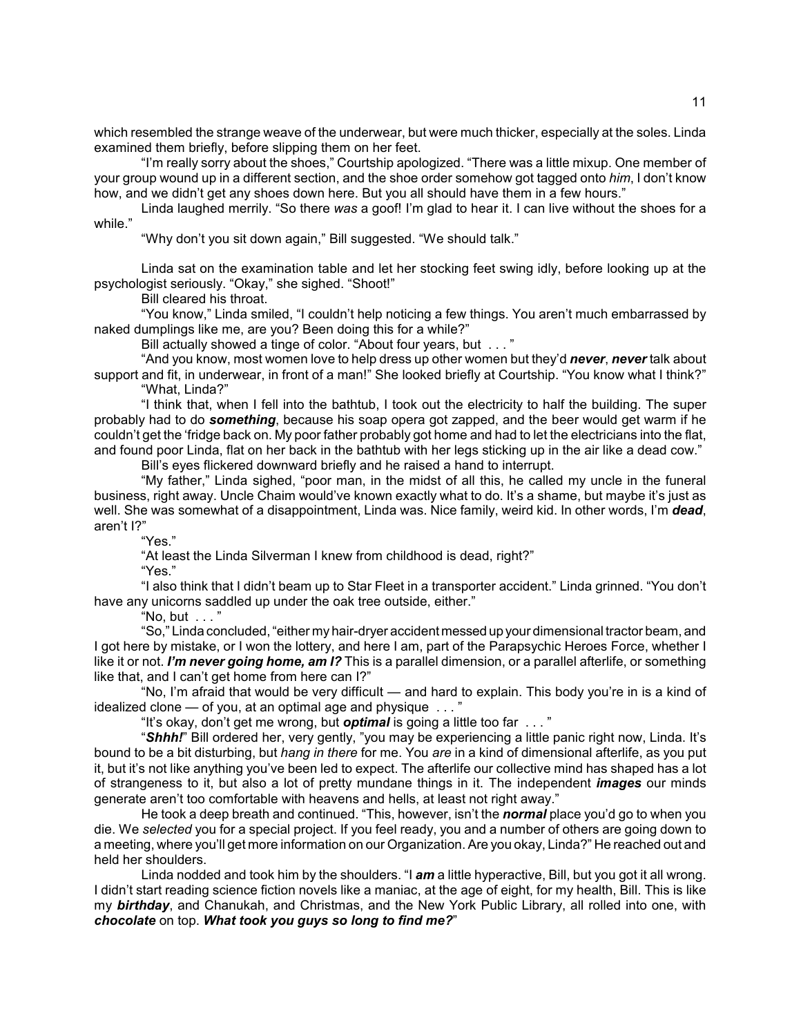which resembled the strange weave of the underwear, but were much thicker, especially at the soles. Linda examined them briefly, before slipping them on her feet.

"I'm really sorry about the shoes," Courtship apologized. "There was a little mixup. One member of your group wound up in a different section, and the shoe order somehow got tagged onto *him*, I don't know how, and we didn't get any shoes down here. But you all should have them in a few hours."

Linda laughed merrily. "So there *was* a goof! I'm glad to hear it. I can live without the shoes for a while."

"Why don't you sit down again," Bill suggested. "We should talk."

Linda sat on the examination table and let her stocking feet swing idly, before looking up at the psychologist seriously. "Okay," she sighed. "Shoot!"

Bill cleared his throat.

"You know," Linda smiled, "I couldn't help noticing a few things. You aren't much embarrassed by naked dumplings like me, are you? Been doing this for a while?"

Bill actually showed a tinge of color. "About four years, but . . . "

"And you know, most women love to help dress up other women but they'd ***never***, ***never*** talk about support and fit, in underwear, in front of a man!" She looked briefly at Courtship. "You know what I think?"

"What, Linda?"

"I think that, when I fell into the bathtub, I took out the electricity to half the building. The super probably had to do ***something***, because his soap opera got zapped, and the beer would get warm if he couldn't get the 'fridge back on. My poor father probably got home and had to let the electricians into the flat, and found poor Linda, flat on her back in the bathtub with her legs sticking up in the air like a dead cow."

Bill's eyes flickered downward briefly and he raised a hand to interrupt.

"My father," Linda sighed, "poor man, in the midst of all this, he called my uncle in the funeral business, right away. Uncle Chaim would've known exactly what to do. It's a shame, but maybe it's just as well. She was somewhat of a disappointment, Linda was. Nice family, weird kid. In other words, I'm ***dead***, aren't I?"

"Yes."

"At least the Linda Silverman I knew from childhood is dead, right?"

"Yes."

"I also think that I didn't beam up to Star Fleet in a transporter accident." Linda grinned. "You don't have any unicorns saddled up under the oak tree outside, either."

"No, but . . . "

"So," Linda concluded, "either my hair-dryer accident messed up your dimensional tractor beam, and I got here by mistake, or I won the lottery, and here I am, part of the Parapsychic Heroes Force, whether I like it or not. ***I'm never going home, am I?*** This is a parallel dimension, or a parallel afterlife, or something like that, and I can't get home from here can I?"

"No, I'm afraid that would be very difficult — and hard to explain. This body you're in is a kind of idealized clone — of you, at an optimal age and physique . . . "

"It's okay, don't get me wrong, but ***optimal*** is going a little too far . . . "

"***Shhh!***" Bill ordered her, very gently, "you may be experiencing a little panic right now, Linda. It's bound to be a bit disturbing, but *hang in there* for me. You *are* in a kind of dimensional afterlife, as you put it, but it's not like anything you've been led to expect. The afterlife our collective mind has shaped has a lot of strangeness to it, but also a lot of pretty mundane things in it. The independent ***images*** our minds generate aren't too comfortable with heavens and hells, at least not right away."

He took a deep breath and continued. "This, however, isn't the ***normal*** place you'd go to when you die. We *selected* you for a special project. If you feel ready, you and a number of others are going down to a meeting, where you'll get more information on our Organization. Are you okay, Linda?" He reached out and held her shoulders.

Linda nodded and took him by the shoulders. "I ***am*** a little hyperactive, Bill, but you got it all wrong. I didn't start reading science fiction novels like a maniac, at the age of eight, for my health, Bill. This is like my ***birthday***, and Chanukah, and Christmas, and the New York Public Library, all rolled into one, with ***chocolate*** on top. ***What took you guys so long to find me?***"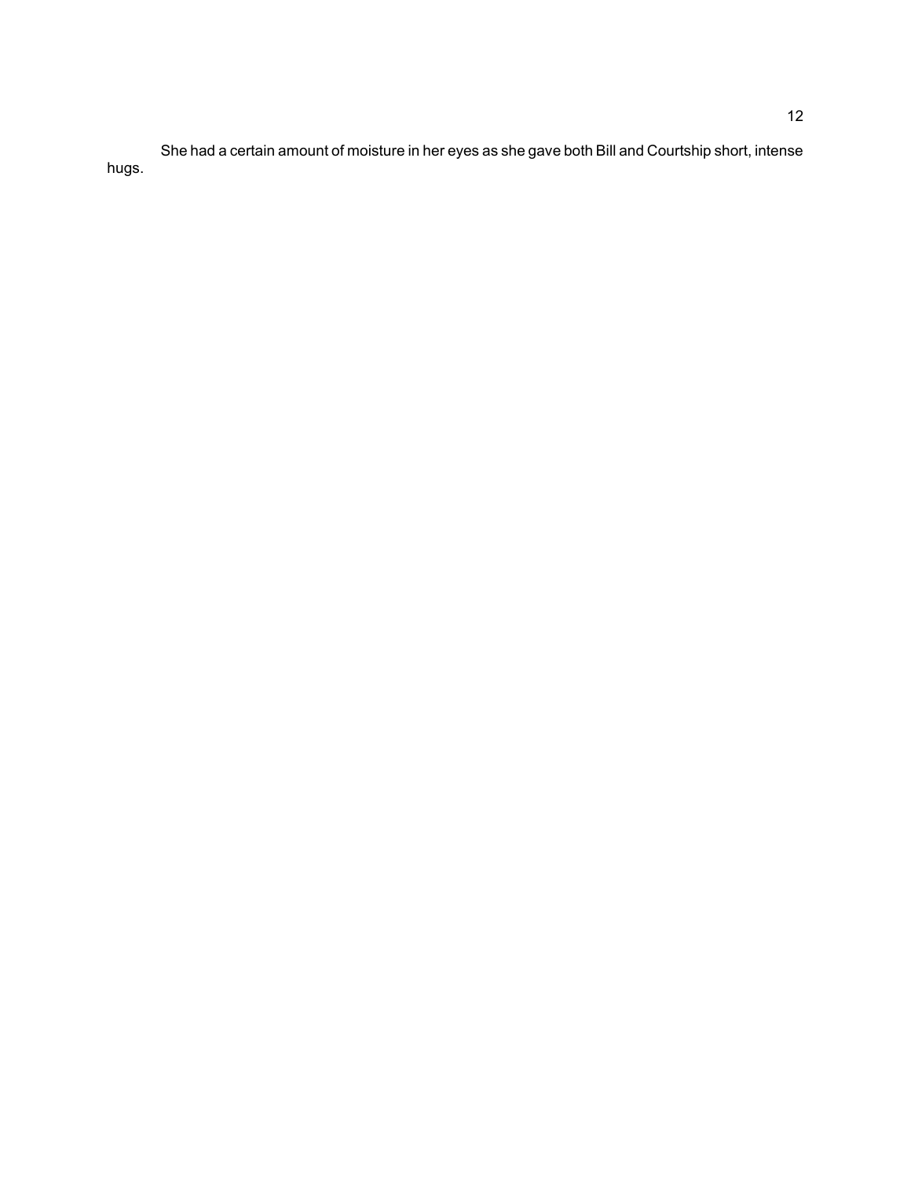She had a certain amount of moisture in her eyes as she gave both Bill and Courtship short, intense hugs.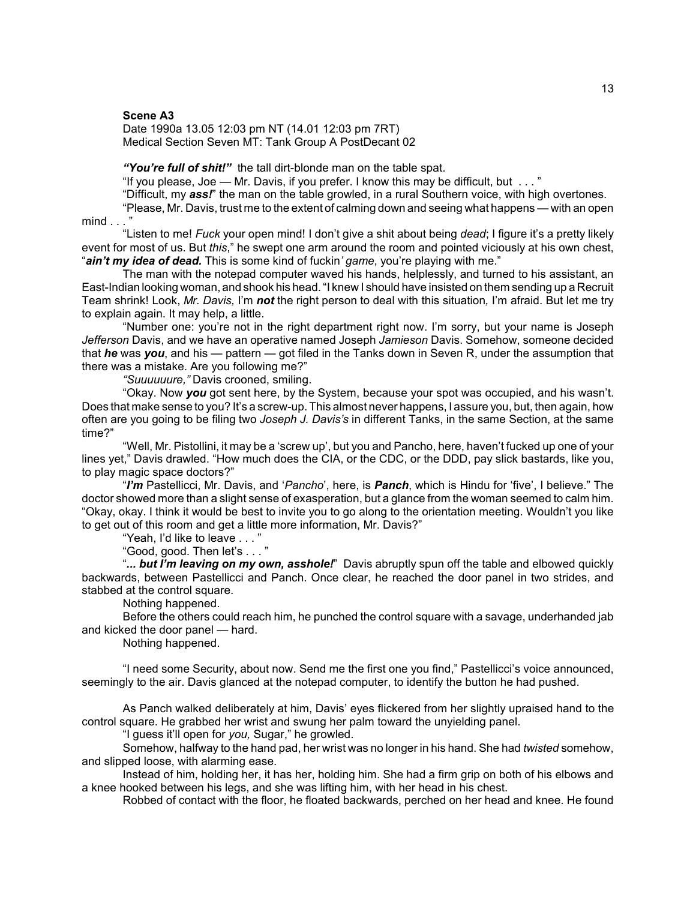**Scene A3**

Date 1990a 13.05 12:03 pm NT (14.01 12:03 pm 7RT)
Medical Section Seven MT: Tank Group A PostDecant 02

***"You're full of shit!"*** the tall dirt-blonde man on the table spat.

"If you please, Joe — Mr. Davis, if you prefer. I know this may be difficult, but . . . "

"Difficult, my ***ass!***" the man on the table growled, in a rural Southern voice, with high overtones.

"Please, Mr. Davis, trust me to the extent of calming down and seeing what happens — with an open mind . . . "

"Listen to me! *Fuck* your open mind! I don't give a shit about being *dead*; I figure it's a pretty likely event for most of us. But *this*," he swept one arm around the room and pointed viciously at his own chest, "***ain't my idea of dead.*** This is some kind of fuckin*'* *game*, you're playing with me."

The man with the notepad computer waved his hands, helplessly, and turned to his assistant, an East-Indian looking woman, and shook his head. "I knew I should have insisted on them sending up a Recruit Team shrink! Look, *Mr. Davis,* I'm ***not*** the right person to deal with this situation*,* I'm afraid. But let me try to explain again. It may help, a little.

"Number one: you're not in the right department right now. I'm sorry, but your name is Joseph *Jefferson* Davis, and we have an operative named Joseph *Jamieson* Davis. Somehow, someone decided that ***he*** was ***you***, and his — pattern — got filed in the Tanks down in Seven R, under the assumption that there was a mistake. Are you following me?"

*"Suuuuuure,"* Davis crooned, smiling.

"Okay. Now ***you*** got sent here, by the System, because your spot was occupied, and his wasn't. Does that make sense to you? It's a screw-up. This almost never happens, I assure you, but, then again, how often are you going to be filing two *Joseph J. Davis's* in different Tanks, in the same Section, at the same time?"

"Well, Mr. Pistollini, it may be a 'screw up', but you and Pancho, here, haven't fucked up one of your lines yet," Davis drawled. "How much does the CIA, or the CDC, or the DDD, pay slick bastards, like you, to play magic space doctors?"

"***I'm*** Pastellicci, Mr. Davis, and '*Pancho*', here, is ***Panch***, which is Hindu for 'five', I believe." The doctor showed more than a slight sense of exasperation, but a glance from the woman seemed to calm him. "Okay, okay. I think it would be best to invite you to go along to the orientation meeting. Wouldn't you like to get out of this room and get a little more information, Mr. Davis?"

"Yeah, I'd like to leave . . . "

"Good, good. Then let's . . . "

"***... but I'm leaving on my own, asshole!***" Davis abruptly spun off the table and elbowed quickly backwards, between Pastellicci and Panch. Once clear, he reached the door panel in two strides, and stabbed at the control square.

Nothing happened.

Before the others could reach him, he punched the control square with a savage, underhanded jab and kicked the door panel — hard.

Nothing happened.

"I need some Security, about now. Send me the first one you find," Pastellicci's voice announced, seemingly to the air. Davis glanced at the notepad computer, to identify the button he had pushed.

As Panch walked deliberately at him, Davis' eyes flickered from her slightly upraised hand to the control square. He grabbed her wrist and swung her palm toward the unyielding panel.

"I guess it'll open for *you,* Sugar," he growled.

Somehow, halfway to the hand pad, her wrist was no longer in his hand. She had *twisted* somehow, and slipped loose, with alarming ease.

Instead of him, holding her, it has her, holding him. She had a firm grip on both of his elbows and a knee hooked between his legs, and she was lifting him, with her head in his chest.

Robbed of contact with the floor, he floated backwards, perched on her head and knee. He found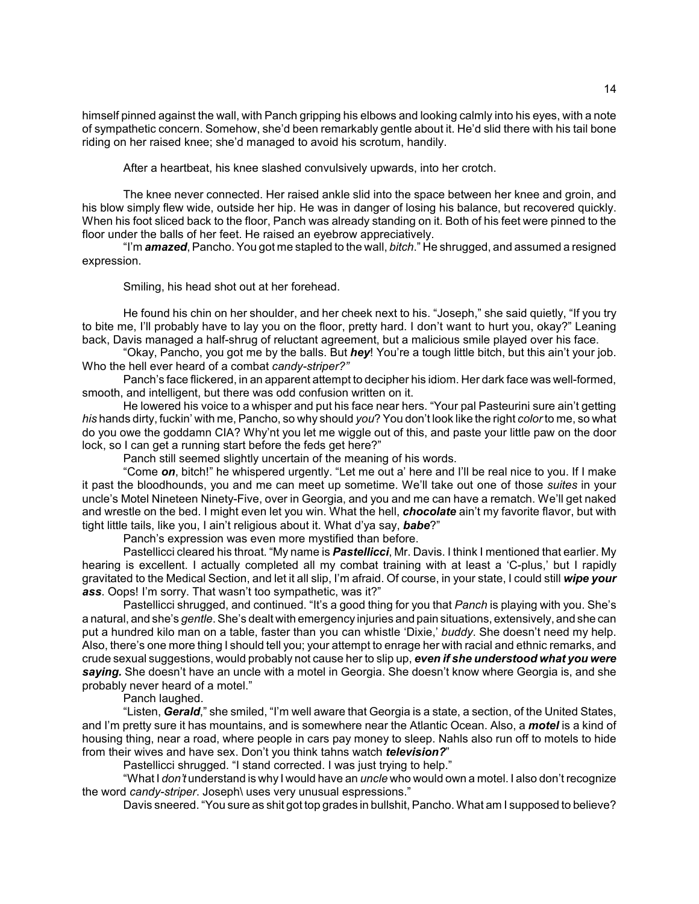himself pinned against the wall, with Panch gripping his elbows and looking calmly into his eyes, with a note of sympathetic concern. Somehow, she'd been remarkably gentle about it. He'd slid there with his tail bone riding on her raised knee; she'd managed to avoid his scrotum, handily.

After a heartbeat, his knee slashed convulsively upwards, into her crotch.

The knee never connected. Her raised ankle slid into the space between her knee and groin, and his blow simply flew wide, outside her hip. He was in danger of losing his balance, but recovered quickly. When his foot sliced back to the floor, Panch was already standing on it. Both of his feet were pinned to the floor under the balls of her feet. He raised an eyebrow appreciatively.

"I'm ***amazed***, Pancho. You got me stapled to the wall, *bitch*." He shrugged, and assumed a resigned expression.

Smiling, his head shot out at her forehead.

He found his chin on her shoulder, and her cheek next to his. "Joseph," she said quietly, "If you try to bite me, I'll probably have to lay you on the floor, pretty hard. I don't want to hurt you, okay?" Leaning back, Davis managed a half-shrug of reluctant agreement, but a malicious smile played over his face.

"Okay, Pancho, you got me by the balls. But ***hey***! You're a tough little bitch, but this ain't your job. Who the hell ever heard of a combat *candy-striper?"*

Panch's face flickered, in an apparent attempt to decipher his idiom. Her dark face was well-formed, smooth, and intelligent, but there was odd confusion written on it.

He lowered his voice to a whisper and put his face near hers. "Your pal Pasteurini sure ain't getting *his* hands dirty, fuckin' with me, Pancho, so why should *you*? You don't look like the right *color* to me, so what do you owe the goddamn CIA? Why'nt you let me wiggle out of this, and paste your little paw on the door lock, so I can get a running start before the feds get here?"

Panch still seemed slightly uncertain of the meaning of his words.

"Come ***on***, bitch!" he whispered urgently. "Let me out a' here and I'll be real nice to you. If I make it past the bloodhounds, you and me can meet up sometime. We'll take out one of those *suites* in your uncle's Motel Nineteen Ninety-Five, over in Georgia, and you and me can have a rematch. We'll get naked and wrestle on the bed. I might even let you win. What the hell, ***chocolate*** ain't my favorite flavor, but with tight little tails, like you, I ain't religious about it. What d'ya say, ***babe***?"

Panch's expression was even more mystified than before.

Pastellicci cleared his throat. "My name is ***Pastellicci***, Mr. Davis. I think I mentioned that earlier. My hearing is excellent. I actually completed all my combat training with at least a 'C-plus,' but I rapidly gravitated to the Medical Section, and let it all slip, I'm afraid. Of course, in your state, I could still ***wipe your ass***. Oops! I'm sorry. That wasn't too sympathetic, was it?"

Pastellicci shrugged, and continued. "It's a good thing for you that *Panch* is playing with you. She's a natural, and she's *gentle*. She's dealt with emergency injuries and pain situations, extensively, and she can put a hundred kilo man on a table, faster than you can whistle 'Dixie,' *buddy*. She doesn't need my help. Also, there's one more thing I should tell you; your attempt to enrage her with racial and ethnic remarks, and crude sexual suggestions, would probably not cause her to slip up, ***even if she understood what you were saying.*** She doesn't have an uncle with a motel in Georgia. She doesn't know where Georgia is, and she probably never heard of a motel."

Panch laughed.

"Listen, ***Gerald***," she smiled, "I'm well aware that Georgia is a state, a section, of the United States, and I'm pretty sure it has mountains, and is somewhere near the Atlantic Ocean. Also, a ***motel*** is a kind of housing thing, near a road, where people in cars pay money to sleep. Nahls also run off to motels to hide from their wives and have sex. Don't you think tahns watch ***television?***"

Pastellicci shrugged. "I stand corrected. I was just trying to help."

"What I *don't* understand is why I would have an *uncle* who would own a motel. I also don't recognize the word *candy-striper*. Joseph\ uses very unusual espressions."

Davis sneered. "You sure as shit got top grades in bullshit, Pancho. What am I supposed to believe?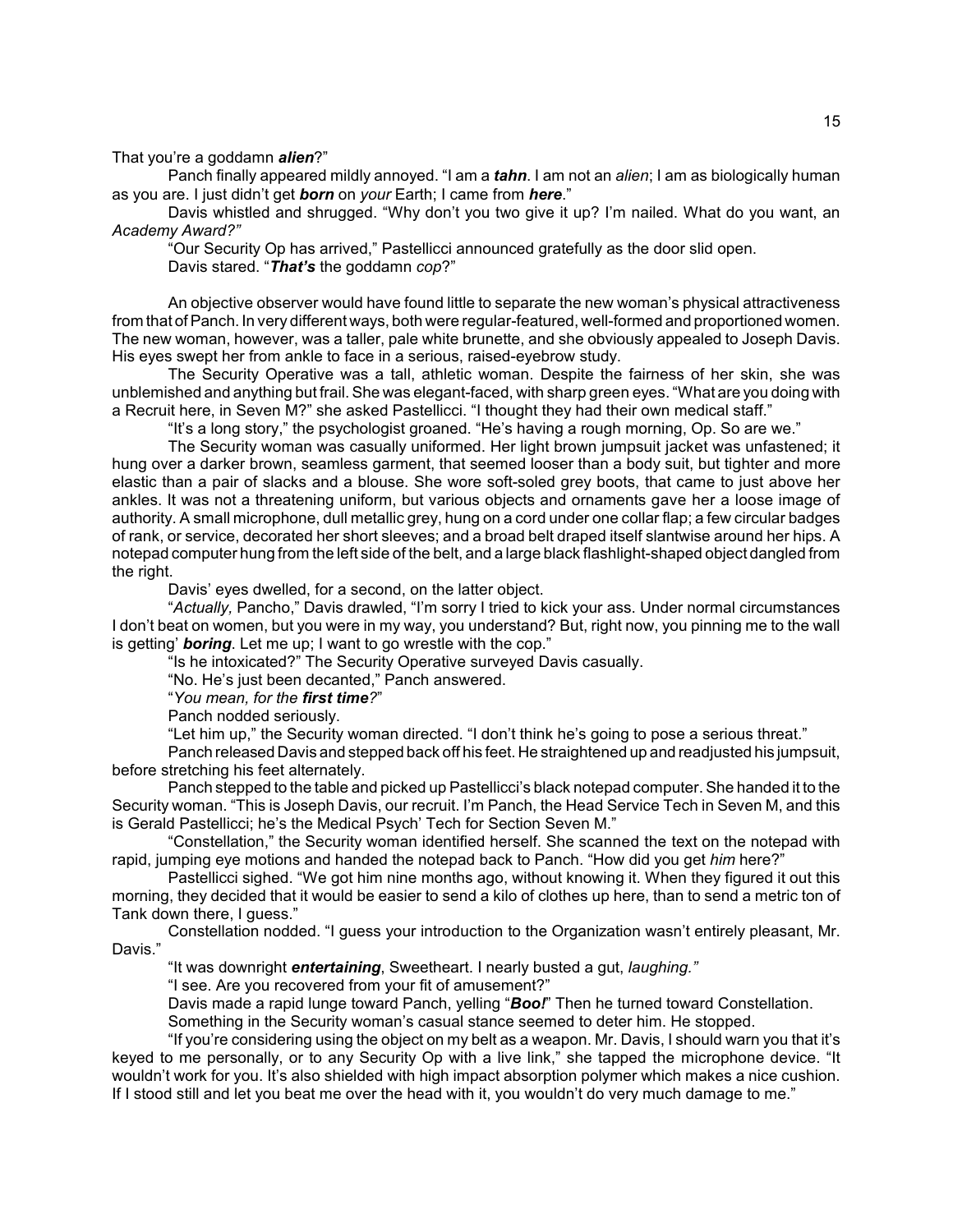That you're a goddamn ***alien***?"

Panch finally appeared mildly annoyed. "I am a ***tahn***. I am not an *alien*; I am as biologically human as you are. I just didn't get ***born*** on *your* Earth; I came from ***here***."

Davis whistled and shrugged. "Why don't you two give it up? I'm nailed. What do you want, an *Academy Award?"*

"Our Security Op has arrived," Pastellicci announced gratefully as the door slid open.

Davis stared. "***That's*** the goddamn *cop*?"

An objective observer would have found little to separate the new woman's physical attractiveness from that of Panch. In very different ways, both were regular-featured, well-formed and proportioned women. The new woman, however, was a taller, pale white brunette, and she obviously appealed to Joseph Davis. His eyes swept her from ankle to face in a serious, raised-eyebrow study.

The Security Operative was a tall, athletic woman. Despite the fairness of her skin, she was unblemished and anything but frail. She was elegant-faced, with sharp green eyes. "What are you doing with a Recruit here, in Seven M?" she asked Pastellicci. "I thought they had their own medical staff."

"It's a long story," the psychologist groaned. "He's having a rough morning, Op. So are we."

The Security woman was casually uniformed. Her light brown jumpsuit jacket was unfastened; it hung over a darker brown, seamless garment, that seemed looser than a body suit, but tighter and more elastic than a pair of slacks and a blouse. She wore soft-soled grey boots, that came to just above her ankles. It was not a threatening uniform, but various objects and ornaments gave her a loose image of authority. A small microphone, dull metallic grey, hung on a cord under one collar flap; a few circular badges of rank, or service, decorated her short sleeves; and a broad belt draped itself slantwise around her hips. A notepad computer hung from the left side of the belt, and a large black flashlight-shaped object dangled from the right.

Davis' eyes dwelled, for a second, on the latter object.

"*Actually,* Pancho," Davis drawled, "I'm sorry I tried to kick your ass. Under normal circumstances I don't beat on women, but you were in my way, you understand? But, right now, you pinning me to the wall is getting' ***boring***. Let me up; I want to go wrestle with the cop."

"Is he intoxicated?" The Security Operative surveyed Davis casually.

"No. He's just been decanted," Panch answered.

"*You mean, for the **first time**?*"

Panch nodded seriously.

"Let him up," the Security woman directed. "I don't think he's going to pose a serious threat."

Panch released Davis and stepped back off his feet. He straightened up and readjusted his jumpsuit, before stretching his feet alternately.

Panch stepped to the table and picked up Pastellicci's black notepad computer. She handed it to the Security woman. "This is Joseph Davis, our recruit. I'm Panch, the Head Service Tech in Seven M, and this is Gerald Pastellicci; he's the Medical Psych' Tech for Section Seven M."

"Constellation," the Security woman identified herself. She scanned the text on the notepad with rapid, jumping eye motions and handed the notepad back to Panch. "How did you get *him* here?"

Pastellicci sighed. "We got him nine months ago, without knowing it. When they figured it out this morning, they decided that it would be easier to send a kilo of clothes up here, than to send a metric ton of Tank down there, I guess."

Constellation nodded. "I guess your introduction to the Organization wasn't entirely pleasant, Mr. Davis."

"It was downright ***entertaining***, Sweetheart. I nearly busted a gut, *laughing."*

"I see. Are you recovered from your fit of amusement?"

Davis made a rapid lunge toward Panch, yelling "***Boo!***" Then he turned toward Constellation.

Something in the Security woman's casual stance seemed to deter him. He stopped.

"If you're considering using the object on my belt as a weapon. Mr. Davis, I should warn you that it's keyed to me personally, or to any Security Op with a live link," she tapped the microphone device. "It wouldn't work for you. It's also shielded with high impact absorption polymer which makes a nice cushion. If I stood still and let you beat me over the head with it, you wouldn't do very much damage to me."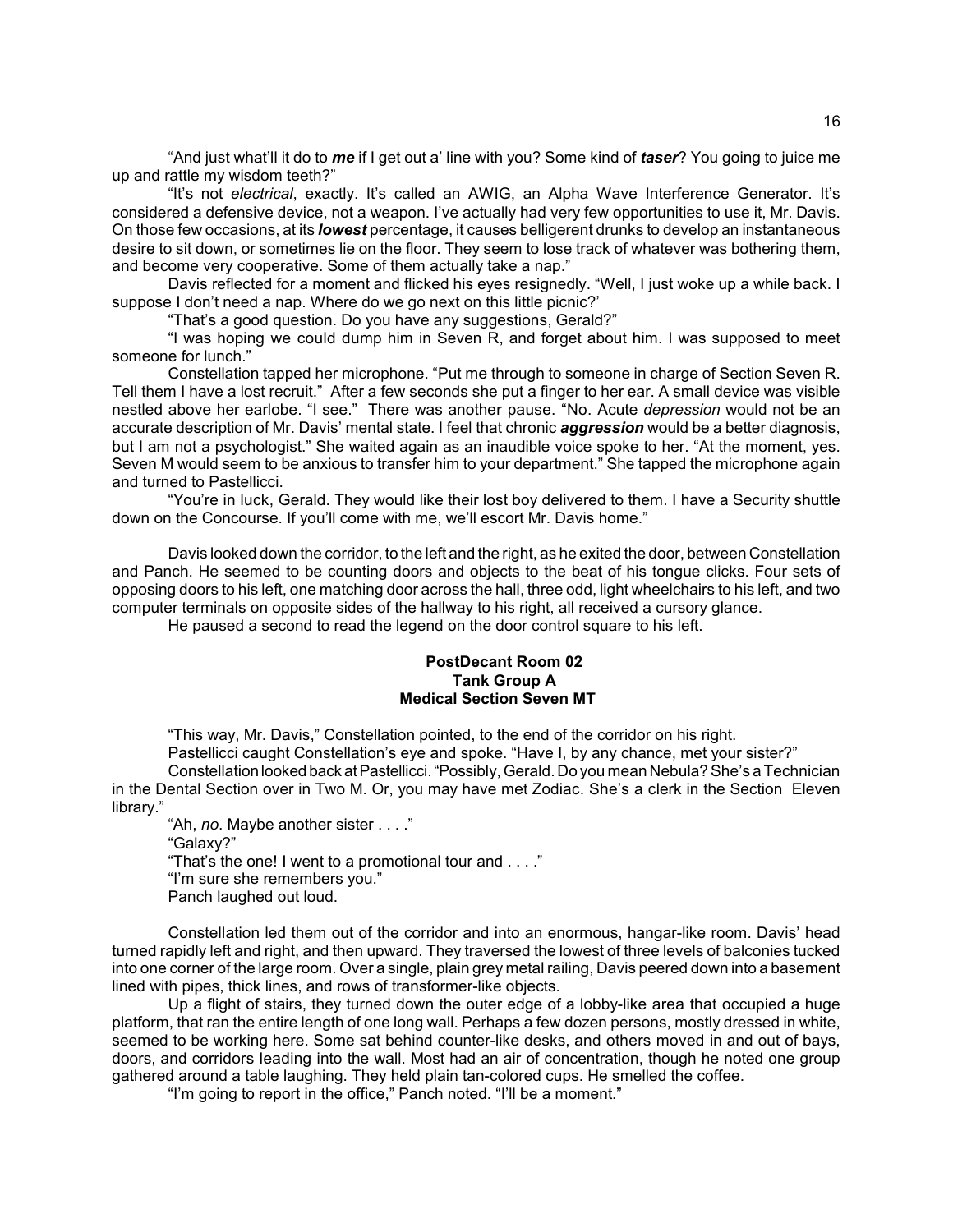"And just what'll it do to ***me*** if I get out a' line with you? Some kind of ***taser***? You going to juice me up and rattle my wisdom teeth?"

"It's not *electrical*, exactly. It's called an AWIG, an Alpha Wave Interference Generator. It's considered a defensive device, not a weapon. I've actually had very few opportunities to use it, Mr. Davis. On those few occasions, at its ***lowest*** percentage, it causes belligerent drunks to develop an instantaneous desire to sit down, or sometimes lie on the floor. They seem to lose track of whatever was bothering them, and become very cooperative. Some of them actually take a nap."

Davis reflected for a moment and flicked his eyes resignedly. "Well, I just woke up a while back. I suppose I don't need a nap. Where do we go next on this little picnic?'

"That's a good question. Do you have any suggestions, Gerald?"

"I was hoping we could dump him in Seven R, and forget about him. I was supposed to meet someone for lunch."

Constellation tapped her microphone. "Put me through to someone in charge of Section Seven R. Tell them I have a lost recruit." After a few seconds she put a finger to her ear. A small device was visible nestled above her earlobe. "I see." There was another pause. "No. Acute *depression* would not be an accurate description of Mr. Davis' mental state. I feel that chronic ***aggression*** would be a better diagnosis, but I am not a psychologist." She waited again as an inaudible voice spoke to her. "At the moment, yes. Seven M would seem to be anxious to transfer him to your department." She tapped the microphone again and turned to Pastellicci.

"You're in luck, Gerald. They would like their lost boy delivered to them. I have a Security shuttle down on the Concourse. If you'll come with me, we'll escort Mr. Davis home."

Davis looked down the corridor, to the left and the right, as he exited the door, between Constellation and Panch. He seemed to be counting doors and objects to the beat of his tongue clicks. Four sets of opposing doors to his left, one matching door across the hall, three odd, light wheelchairs to his left, and two computer terminals on opposite sides of the hallway to his right, all received a cursory glance.

He paused a second to read the legend on the door control square to his left.

**PostDecant Room 02**
**Tank Group A**
**Medical Section Seven MT**

"This way, Mr. Davis," Constellation pointed, to the end of the corridor on his right.

Pastellicci caught Constellation's eye and spoke. "Have I, by any chance, met your sister?"

Constellation looked back at Pastellicci. "Possibly, Gerald. Do you mean Nebula? She's a Technician in the Dental Section over in Two M. Or, you may have met Zodiac. She's a clerk in the Section Eleven library."

"Ah, *no*. Maybe another sister . . . ."

"Galaxy?"

"That's the one! I went to a promotional tour and . . . ."

"I'm sure she remembers you."

Panch laughed out loud.

Constellation led them out of the corridor and into an enormous, hangar-like room. Davis' head turned rapidly left and right, and then upward. They traversed the lowest of three levels of balconies tucked into one corner of the large room. Over a single, plain grey metal railing, Davis peered down into a basement lined with pipes, thick lines, and rows of transformer-like objects.

Up a flight of stairs, they turned down the outer edge of a lobby-like area that occupied a huge platform, that ran the entire length of one long wall. Perhaps a few dozen persons, mostly dressed in white, seemed to be working here. Some sat behind counter-like desks, and others moved in and out of bays, doors, and corridors leading into the wall. Most had an air of concentration, though he noted one group gathered around a table laughing. They held plain tan-colored cups. He smelled the coffee.

"I'm going to report in the office," Panch noted. "I'll be a moment."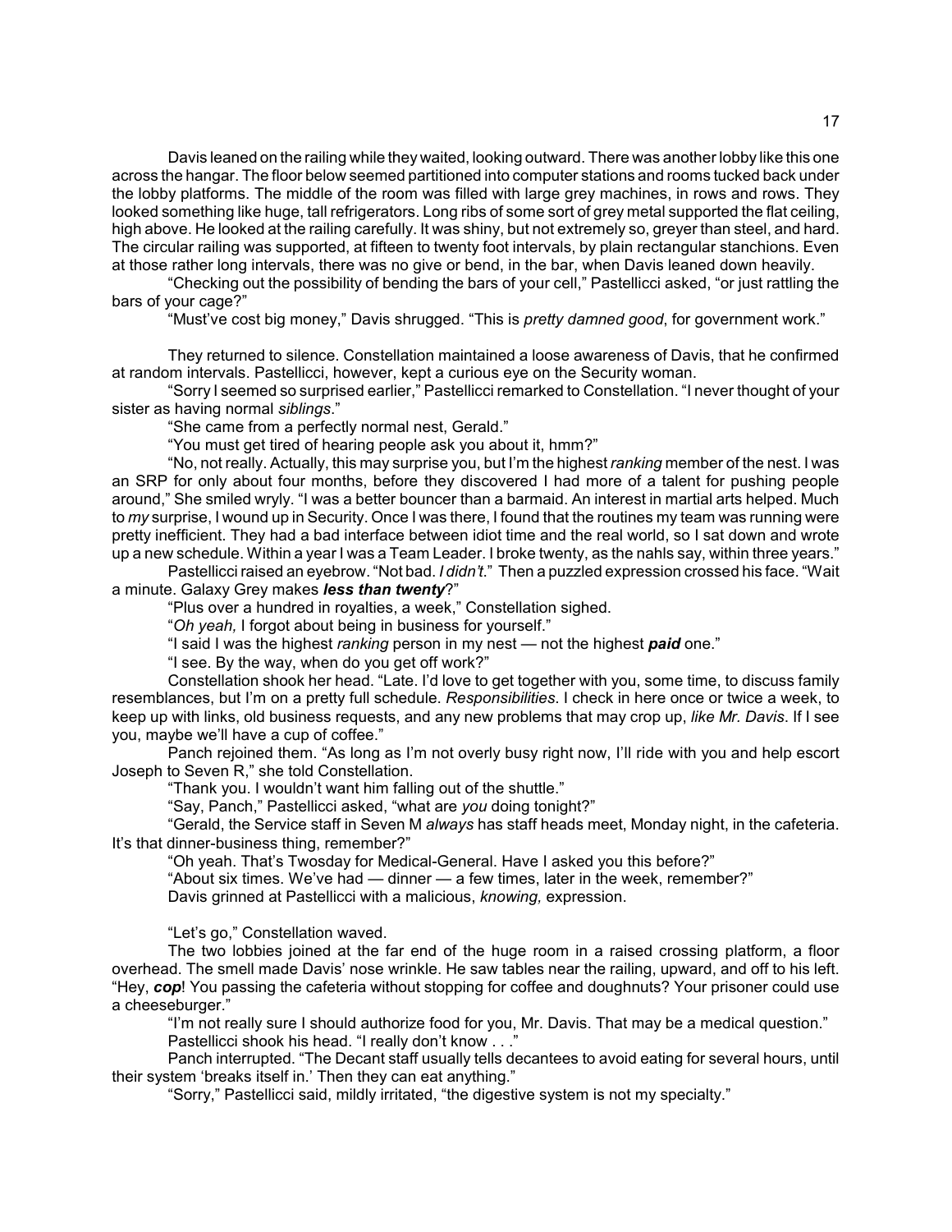Davis leaned on the railing while they waited, looking outward. There was another lobby like this one across the hangar. The floor below seemed partitioned into computer stations and rooms tucked back under the lobby platforms. The middle of the room was filled with large grey machines, in rows and rows. They looked something like huge, tall refrigerators. Long ribs of some sort of grey metal supported the flat ceiling, high above. He looked at the railing carefully. It was shiny, but not extremely so, greyer than steel, and hard. The circular railing was supported, at fifteen to twenty foot intervals, by plain rectangular stanchions. Even at those rather long intervals, there was no give or bend, in the bar, when Davis leaned down heavily.

"Checking out the possibility of bending the bars of your cell," Pastellicci asked, "or just rattling the bars of your cage?"

"Must've cost big money," Davis shrugged. "This is *pretty damned good*, for government work."

They returned to silence. Constellation maintained a loose awareness of Davis, that he confirmed at random intervals. Pastellicci, however, kept a curious eye on the Security woman.

"Sorry I seemed so surprised earlier," Pastellicci remarked to Constellation. "I never thought of your sister as having normal *siblings*."

"She came from a perfectly normal nest, Gerald."

"You must get tired of hearing people ask you about it, hmm?"

"No, not really. Actually, this may surprise you, but I'm the highest *ranking* member of the nest. I was an SRP for only about four months, before they discovered I had more of a talent for pushing people around," She smiled wryly. "I was a better bouncer than a barmaid. An interest in martial arts helped. Much to *my* surprise, I wound up in Security. Once I was there, I found that the routines my team was running were pretty inefficient. They had a bad interface between idiot time and the real world, so I sat down and wrote up a new schedule. Within a year I was a Team Leader. I broke twenty, as the nahls say, within three years."

Pastellicci raised an eyebrow. "Not bad. *I didn't*." Then a puzzled expression crossed his face. "Wait a minute. Galaxy Grey makes ***less than twenty***?"

"Plus over a hundred in royalties, a week," Constellation sighed.

"*Oh yeah,* I forgot about being in business for yourself."

"I said I was the highest *ranking* person in my nest — not the highest ***paid*** one."

"I see. By the way, when do you get off work?"

Constellation shook her head. "Late. I'd love to get together with you, some time, to discuss family resemblances, but I'm on a pretty full schedule. *Responsibilities*. I check in here once or twice a week, to keep up with links, old business requests, and any new problems that may crop up, *like Mr. Davis*. If I see you, maybe we'll have a cup of coffee."

Panch rejoined them. "As long as I'm not overly busy right now, I'll ride with you and help escort Joseph to Seven R," she told Constellation.

"Thank you. I wouldn't want him falling out of the shuttle."

"Say, Panch," Pastellicci asked, "what are *you* doing tonight?"

"Gerald, the Service staff in Seven M *always* has staff heads meet, Monday night, in the cafeteria. It's that dinner-business thing, remember?"

"Oh yeah. That's Twosday for Medical-General. Have I asked you this before?"

"About six times. We've had — dinner — a few times, later in the week, remember?"

Davis grinned at Pastellicci with a malicious, *knowing,* expression.

"Let's go," Constellation waved.

The two lobbies joined at the far end of the huge room in a raised crossing platform, a floor overhead. The smell made Davis' nose wrinkle. He saw tables near the railing, upward, and off to his left. "Hey, ***cop***! You passing the cafeteria without stopping for coffee and doughnuts? Your prisoner could use a cheeseburger."

"I'm not really sure I should authorize food for you, Mr. Davis. That may be a medical question."

Pastellicci shook his head. "I really don't know . . ."

Panch interrupted. "The Decant staff usually tells decantees to avoid eating for several hours, until their system 'breaks itself in.' Then they can eat anything."

"Sorry," Pastellicci said, mildly irritated, "the digestive system is not my specialty."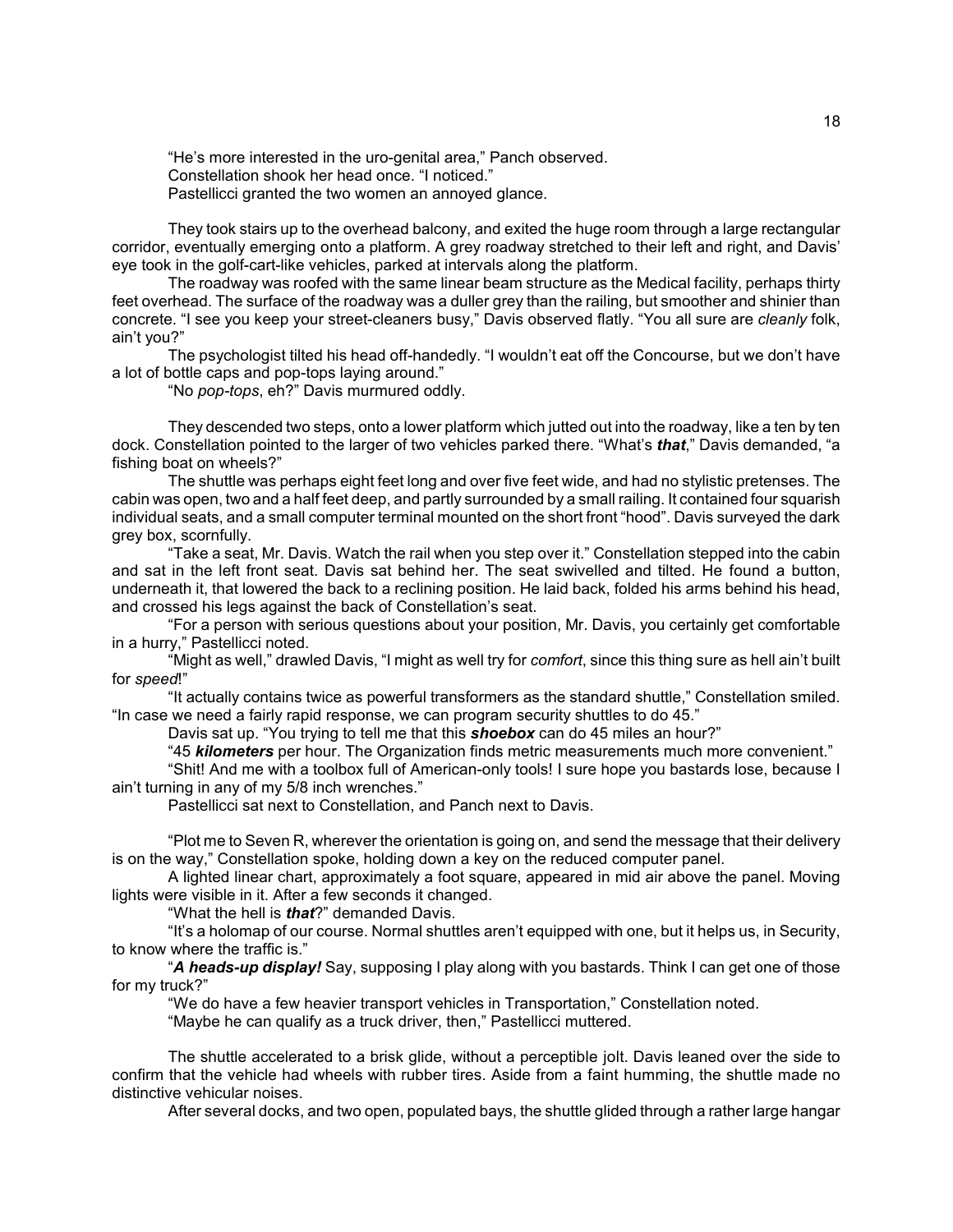"He's more interested in the uro-genital area," Panch observed.

Constellation shook her head once. "I noticed."

Pastellicci granted the two women an annoyed glance.

They took stairs up to the overhead balcony, and exited the huge room through a large rectangular corridor, eventually emerging onto a platform. A grey roadway stretched to their left and right, and Davis' eye took in the golf-cart-like vehicles, parked at intervals along the platform.

The roadway was roofed with the same linear beam structure as the Medical facility, perhaps thirty feet overhead. The surface of the roadway was a duller grey than the railing, but smoother and shinier than concrete. "I see you keep your street-cleaners busy," Davis observed flatly. "You all sure are *cleanly* folk, ain't you?"

The psychologist tilted his head off-handedly. "I wouldn't eat off the Concourse, but we don't have a lot of bottle caps and pop-tops laying around."

"No *pop-tops*, eh?" Davis murmured oddly.

They descended two steps, onto a lower platform which jutted out into the roadway, like a ten by ten dock. Constellation pointed to the larger of two vehicles parked there. "What's ***that***," Davis demanded, "a fishing boat on wheels?"

The shuttle was perhaps eight feet long and over five feet wide, and had no stylistic pretenses. The cabin was open, two and a half feet deep, and partly surrounded by a small railing. It contained four squarish individual seats, and a small computer terminal mounted on the short front "hood". Davis surveyed the dark grey box, scornfully.

"Take a seat, Mr. Davis. Watch the rail when you step over it." Constellation stepped into the cabin and sat in the left front seat. Davis sat behind her. The seat swivelled and tilted. He found a button, underneath it, that lowered the back to a reclining position. He laid back, folded his arms behind his head, and crossed his legs against the back of Constellation's seat.

"For a person with serious questions about your position, Mr. Davis, you certainly get comfortable in a hurry," Pastellicci noted.

"Might as well," drawled Davis, "I might as well try for *comfort*, since this thing sure as hell ain't built for *speed*!"

"It actually contains twice as powerful transformers as the standard shuttle," Constellation smiled. "In case we need a fairly rapid response, we can program security shuttles to do 45."

Davis sat up. "You trying to tell me that this ***shoebox*** can do 45 miles an hour?"

"45 ***kilometers*** per hour. The Organization finds metric measurements much more convenient."

"Shit! And me with a toolbox full of American-only tools! I sure hope you bastards lose, because I ain't turning in any of my 5/8 inch wrenches."

Pastellicci sat next to Constellation, and Panch next to Davis.

"Plot me to Seven R, wherever the orientation is going on, and send the message that their delivery is on the way," Constellation spoke, holding down a key on the reduced computer panel.

A lighted linear chart, approximately a foot square, appeared in mid air above the panel. Moving lights were visible in it. After a few seconds it changed.

"What the hell is ***that***?" demanded Davis.

"It's a holomap of our course. Normal shuttles aren't equipped with one, but it helps us, in Security, to know where the traffic is."

"***A heads-up display!*** Say, supposing I play along with you bastards. Think I can get one of those for my truck?"

"We do have a few heavier transport vehicles in Transportation," Constellation noted.

"Maybe he can qualify as a truck driver, then," Pastellicci muttered.

The shuttle accelerated to a brisk glide, without a perceptible jolt. Davis leaned over the side to confirm that the vehicle had wheels with rubber tires. Aside from a faint humming, the shuttle made no distinctive vehicular noises.

After several docks, and two open, populated bays, the shuttle glided through a rather large hangar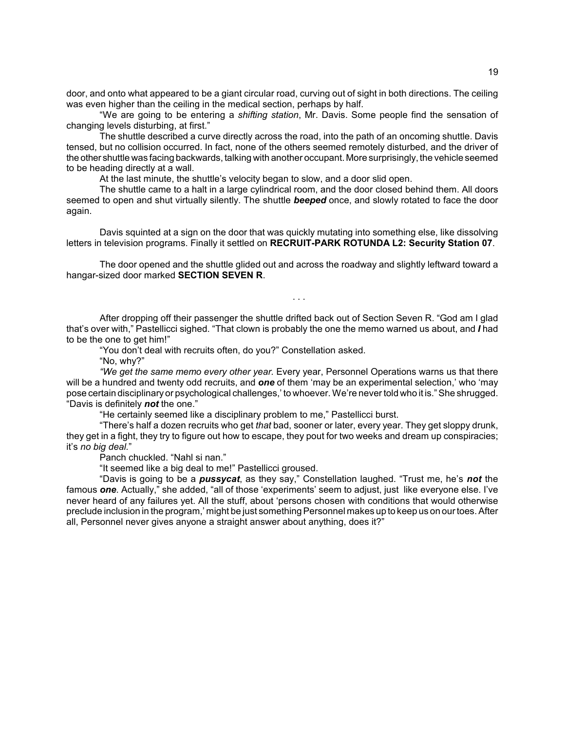door, and onto what appeared to be a giant circular road, curving out of sight in both directions. The ceiling was even higher than the ceiling in the medical section, perhaps by half.

"We are going to be entering a *shifting station*, Mr. Davis. Some people find the sensation of changing levels disturbing, at first."

The shuttle described a curve directly across the road, into the path of an oncoming shuttle. Davis tensed, but no collision occurred. In fact, none of the others seemed remotely disturbed, and the driver of the other shuttle was facing backwards, talking with another occupant. More surprisingly, the vehicle seemed to be heading directly at a wall.

At the last minute, the shuttle's velocity began to slow, and a door slid open.

The shuttle came to a halt in a large cylindrical room, and the door closed behind them. All doors seemed to open and shut virtually silently. The shuttle ***beeped*** once, and slowly rotated to face the door again.

Davis squinted at a sign on the door that was quickly mutating into something else, like dissolving letters in television programs. Finally it settled on **RECRUIT-PARK ROTUNDA L2: Security Station 07**.

The door opened and the shuttle glided out and across the roadway and slightly leftward toward a hangar-sized door marked **SECTION SEVEN R**.

. . .

After dropping off their passenger the shuttle drifted back out of Section Seven R. "God am I glad that's over with," Pastellicci sighed. "That clown is probably the one the memo warned us about, and ***I*** had to be the one to get him!"

"You don't deal with recruits often, do you?" Constellation asked.

"No, why?"

*"We get the same memo every other year.* Every year, Personnel Operations warns us that there will be a hundred and twenty odd recruits, and ***one*** of them 'may be an experimental selection,' who 'may pose certain disciplinary or psychological challenges,' to whoever. We're never told who it is." She shrugged. "Davis is definitely ***not*** the one."

"He certainly seemed like a disciplinary problem to me," Pastellicci burst.

"There's half a dozen recruits who get *that* bad, sooner or later, every year. They get sloppy drunk, they get in a fight, they try to figure out how to escape, they pout for two weeks and dream up conspiracies; it's *no big deal.*"

Panch chuckled. "Nahl si nan."

"It seemed like a big deal to me!" Pastellicci groused.

"Davis is going to be a ***pussycat***, as they say," Constellation laughed. "Trust me, he's ***not*** the famous ***one***. Actually," she added, "all of those 'experiments' seem to adjust, just like everyone else. I've never heard of any failures yet. All the stuff, about 'persons chosen with conditions that would otherwise preclude inclusion in the program,' might be just something Personnel makes up to keep us on our toes. After all, Personnel never gives anyone a straight answer about anything, does it?"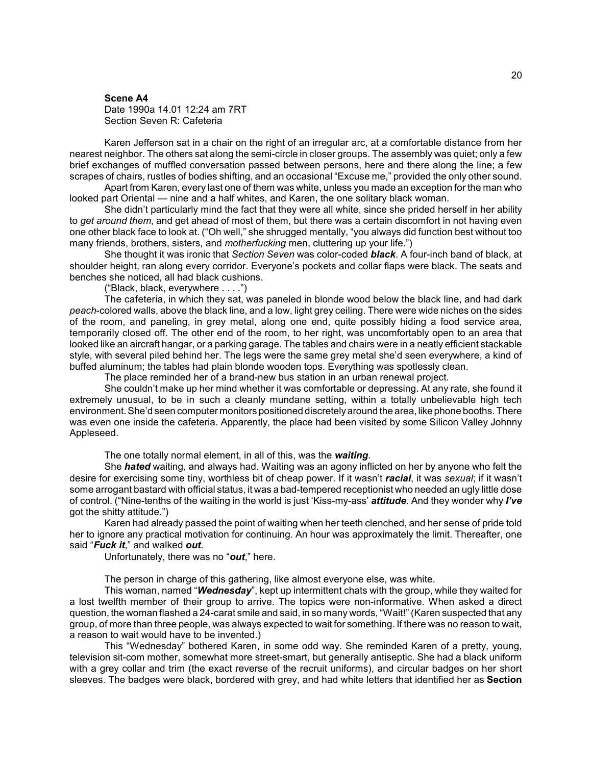**Scene A4**
Date 1990a 14.01 12:24 am 7RT
Section Seven R: Cafeteria

Karen Jefferson sat in a chair on the right of an irregular arc, at a comfortable distance from her nearest neighbor. The others sat along the semi-circle in closer groups. The assembly was quiet; only a few brief exchanges of muffled conversation passed between persons, here and there along the line; a few scrapes of chairs, rustles of bodies shifting, and an occasional "Excuse me," provided the only other sound.

Apart from Karen, every last one of them was white, unless you made an exception for the man who looked part Oriental — nine and a half whites, and Karen, the one solitary black woman.

She didn't particularly mind the fact that they were all white, since she prided herself in her ability to *get around them*, and get ahead of most of them, but there was a certain discomfort in not having even one other black face to look at. ("Oh well," she shrugged mentally, "you always did function best without too many friends, brothers, sisters, and *motherfucking* men, cluttering up your life.")

She thought it was ironic that *Section Seven* was color-coded ***black***. A four-inch band of black, at shoulder height, ran along every corridor. Everyone's pockets and collar flaps were black. The seats and benches she noticed, all had black cushions.

("Black, black, everywhere . . . .")

The cafeteria, in which they sat, was paneled in blonde wood below the black line, and had dark *peach*-colored walls, above the black line, and a low, light grey ceiling. There were wide niches on the sides of the room, and paneling, in grey metal, along one end, quite possibly hiding a food service area, temporarily closed off. The other end of the room, to her right, was uncomfortably open to an area that looked like an aircraft hangar, or a parking garage. The tables and chairs were in a neatly efficient stackable style, with several piled behind her. The legs were the same grey metal she'd seen everywhere, a kind of buffed aluminum; the tables had plain blonde wooden tops. Everything was spotlessly clean.

The place reminded her of a brand-new bus station in an urban renewal project.

She couldn't make up her mind whether it was comfortable or depressing. At any rate, she found it extremely unusual, to be in such a cleanly mundane setting, within a totally unbelievable high tech environment. She'd seen computer monitors positioned discretely around the area, like phone booths. There was even one inside the cafeteria. Apparently, the place had been visited by some Silicon Valley Johnny Appleseed.

The one totally normal element, in all of this, was the ***waiting***.

She ***hated*** waiting, and always had. Waiting was an agony inflicted on her by anyone who felt the desire for exercising some tiny, worthless bit of cheap power. If it wasn't ***racial***, it was *sexual*; if it wasn't some arrogant bastard with official status, it was a bad-tempered receptionist who needed an ugly little dose of control. ("Nine-tenths of the waiting in the world is just 'Kiss-my-ass' ***attitude***. And they wonder why ***I've*** got the shitty attitude.")

Karen had already passed the point of waiting when her teeth clenched, and her sense of pride told her to ignore any practical motivation for continuing. An hour was approximately the limit. Thereafter, one said "***Fuck it***," and walked ***out***.

Unfortunately, there was no "***out***," here.

The person in charge of this gathering, like almost everyone else, was white.

This woman, named "***Wednesday***", kept up intermittent chats with the group, while they waited for a lost twelfth member of their group to arrive. The topics were non-informative. When asked a direct question, the woman flashed a 24-carat smile and said, in so many words, "Wait!" (Karen suspected that any group, of more than three people, was always expected to wait for something. If there was no reason to wait, a reason to wait would have to be invented.)

This "Wednesday" bothered Karen, in some odd way. She reminded Karen of a pretty, young, television sit-com mother, somewhat more street-smart, but generally antiseptic. She had a black uniform with a grey collar and trim (the exact reverse of the recruit uniforms), and circular badges on her short sleeves. The badges were black, bordered with grey, and had white letters that identified her as **Section**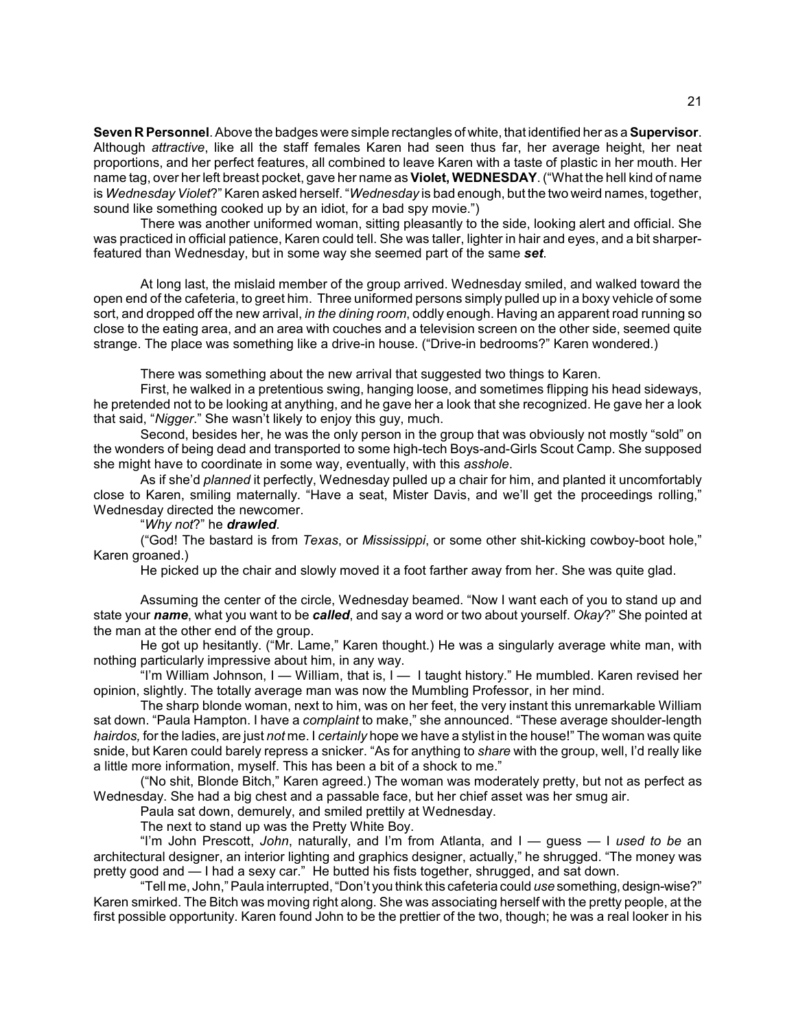**Seven R Personnel**. Above the badges were simple rectangles of white, that identified her as a **Supervisor**. Although *attractive*, like all the staff females Karen had seen thus far, her average height, her neat proportions, and her perfect features, all combined to leave Karen with a taste of plastic in her mouth. Her name tag, over her left breast pocket, gave her name as **Violet, WEDNESDAY**. ("What the hell kind of name is *Wednesday Violet*?" Karen asked herself. "*Wednesday* is bad enough, but the two weird names, together, sound like something cooked up by an idiot, for a bad spy movie.")

There was another uniformed woman, sitting pleasantly to the side, looking alert and official. She was practiced in official patience, Karen could tell. She was taller, lighter in hair and eyes, and a bit sharper-featured than Wednesday, but in some way she seemed part of the same ***set***.

At long last, the mislaid member of the group arrived. Wednesday smiled, and walked toward the open end of the cafeteria, to greet him. Three uniformed persons simply pulled up in a boxy vehicle of some sort, and dropped off the new arrival, *in the dining room*, oddly enough. Having an apparent road running so close to the eating area, and an area with couches and a television screen on the other side, seemed quite strange. The place was something like a drive-in house. ("Drive-in bedrooms?" Karen wondered.)

There was something about the new arrival that suggested two things to Karen.

First, he walked in a pretentious swing, hanging loose, and sometimes flipping his head sideways, he pretended not to be looking at anything, and he gave her a look that she recognized. He gave her a look that said, "*Nigger*." She wasn't likely to enjoy this guy, much.

Second, besides her, he was the only person in the group that was obviously not mostly "sold" on the wonders of being dead and transported to some high-tech Boys-and-Girls Scout Camp. She supposed she might have to coordinate in some way, eventually, with this *asshole*.

As if she'd *planned* it perfectly, Wednesday pulled up a chair for him, and planted it uncomfortably close to Karen, smiling maternally. "Have a seat, Mister Davis, and we'll get the proceedings rolling," Wednesday directed the newcomer.

"*Why not*?" he ***drawled***.

("God! The bastard is from *Texas*, or *Mississippi*, or some other shit-kicking cowboy-boot hole," Karen groaned.)

He picked up the chair and slowly moved it a foot farther away from her. She was quite glad.

Assuming the center of the circle, Wednesday beamed. "Now I want each of you to stand up and state your ***name***, what you want to be ***called***, and say a word or two about yourself. *Okay*?" She pointed at the man at the other end of the group.

He got up hesitantly. ("Mr. Lame," Karen thought.) He was a singularly average white man, with nothing particularly impressive about him, in any way.

"I'm William Johnson, I — William, that is, I — I taught history." He mumbled. Karen revised her opinion, slightly. The totally average man was now the Mumbling Professor, in her mind.

The sharp blonde woman, next to him, was on her feet, the very instant this unremarkable William sat down. "Paula Hampton. I have a *complaint* to make," she announced. "These average shoulder-length *hairdos,* for the ladies, are just *not* me. I *certainly* hope we have a stylist in the house!" The woman was quite snide, but Karen could barely repress a snicker. "As for anything to *share* with the group, well, I'd really like a little more information, myself. This has been a bit of a shock to me."

("No shit, Blonde Bitch," Karen agreed.) The woman was moderately pretty, but not as perfect as Wednesday. She had a big chest and a passable face, but her chief asset was her smug air.

Paula sat down, demurely, and smiled prettily at Wednesday.

The next to stand up was the Pretty White Boy.

"I'm John Prescott, *John*, naturally, and I'm from Atlanta, and I — guess — I *used to be* an architectural designer, an interior lighting and graphics designer, actually," he shrugged. "The money was pretty good and — I had a sexy car." He butted his fists together, shrugged, and sat down.

"Tell me, John," Paula interrupted, "Don't you think this cafeteria could *use* something, design-wise?" Karen smirked. The Bitch was moving right along. She was associating herself with the pretty people, at the first possible opportunity. Karen found John to be the prettier of the two, though; he was a real looker in his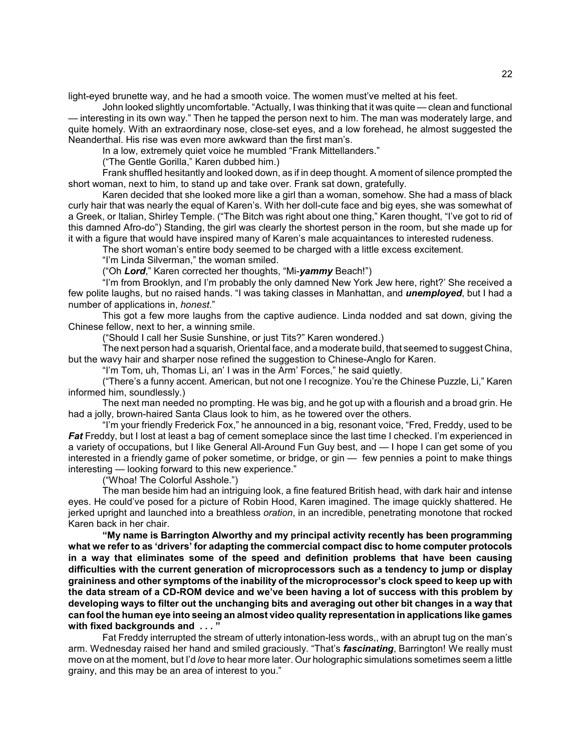light-eyed brunette way, and he had a smooth voice. The women must've melted at his feet.

John looked slightly uncomfortable. "Actually, I was thinking that it was quite — clean and functional — interesting in its own way." Then he tapped the person next to him. The man was moderately large, and quite homely. With an extraordinary nose, close-set eyes, and a low forehead, he almost suggested the Neanderthal. His rise was even more awkward than the first man's.

In a low, extremely quiet voice he mumbled "Frank Mittellanders."

("The Gentle Gorilla," Karen dubbed him.)

Frank shuffled hesitantly and looked down, as if in deep thought. A moment of silence prompted the short woman, next to him, to stand up and take over. Frank sat down, gratefully.

Karen decided that she looked more like a girl than a woman, somehow. She had a mass of black curly hair that was nearly the equal of Karen's. With her doll-cute face and big eyes, she was somewhat of a Greek, or Italian, Shirley Temple. ("The Bitch was right about one thing," Karen thought, "I've got to rid of this damned Afro-do") Standing, the girl was clearly the shortest person in the room, but she made up for it with a figure that would have inspired many of Karen's male acquaintances to interested rudeness.

The short woman's entire body seemed to be charged with a little excess excitement.

"I'm Linda Silverman," the woman smiled.

("Oh ***Lord***," Karen corrected her thoughts, "Mi-***yammy*** Beach!")

"I'm from Brooklyn, and I'm probably the only damned New York Jew here, right?' She received a few polite laughs, but no raised hands. "I was taking classes in Manhattan, and ***unemployed***, but I had a number of applications in, *honest*."

This got a few more laughs from the captive audience. Linda nodded and sat down, giving the Chinese fellow, next to her, a winning smile.

("Should I call her Susie Sunshine, or just Tits?" Karen wondered.)

The next person had a squarish, Oriental face, and a moderate build, that seemed to suggest China, but the wavy hair and sharper nose refined the suggestion to Chinese-Anglo for Karen.

"I'm Tom, uh, Thomas Li, an' I was in the Arm' Forces," he said quietly.

("There's a funny accent. American, but not one I recognize. You're the Chinese Puzzle, Li," Karen informed him, soundlessly.)

The next man needed no prompting. He was big, and he got up with a flourish and a broad grin. He had a jolly, brown-haired Santa Claus look to him, as he towered over the others.

"I'm your friendly Frederick Fox," he announced in a big, resonant voice, "Fred, Freddy, used to be ***Fat*** Freddy, but I lost at least a bag of cement someplace since the last time I checked. I'm experienced in a variety of occupations, but I like General All-Around Fun Guy best, and — I hope I can get some of you interested in a friendly game of poker sometime, or bridge, or gin — few pennies a point to make things interesting — looking forward to this new experience."

("Whoa! The Colorful Asshole.")

The man beside him had an intriguing look, a fine featured British head, with dark hair and intense eyes. He could've posed for a picture of Robin Hood, Karen imagined. The image quickly shattered. He jerked upright and launched into a breathless *oration*, in an incredible, penetrating monotone that rocked Karen back in her chair.

**"My name is Barrington Alworthy and my principal activity recently has been programming what we refer to as 'drivers' for adapting the commercial compact disc to home computer protocols in a way that eliminates some of the speed and definition problems that have been causing difficulties with the current generation of microprocessors such as a tendency to jump or display graininess and other symptoms of the inability of the microprocessor's clock speed to keep up with the data stream of a CD-ROM device and we've been having a lot of success with this problem by developing ways to filter out the unchanging bits and averaging out other bit changes in a way that can fool the human eye into seeing an almost video quality representation in applications like games with fixed backgrounds and . . . "**

Fat Freddy interrupted the stream of utterly intonation-less words,, with an abrupt tug on the man's arm. Wednesday raised her hand and smiled graciously. "That's ***fascinating***, Barrington! We really must move on at the moment, but I'd *love* to hear more later. Our holographic simulations sometimes seem a little grainy, and this may be an area of interest to you."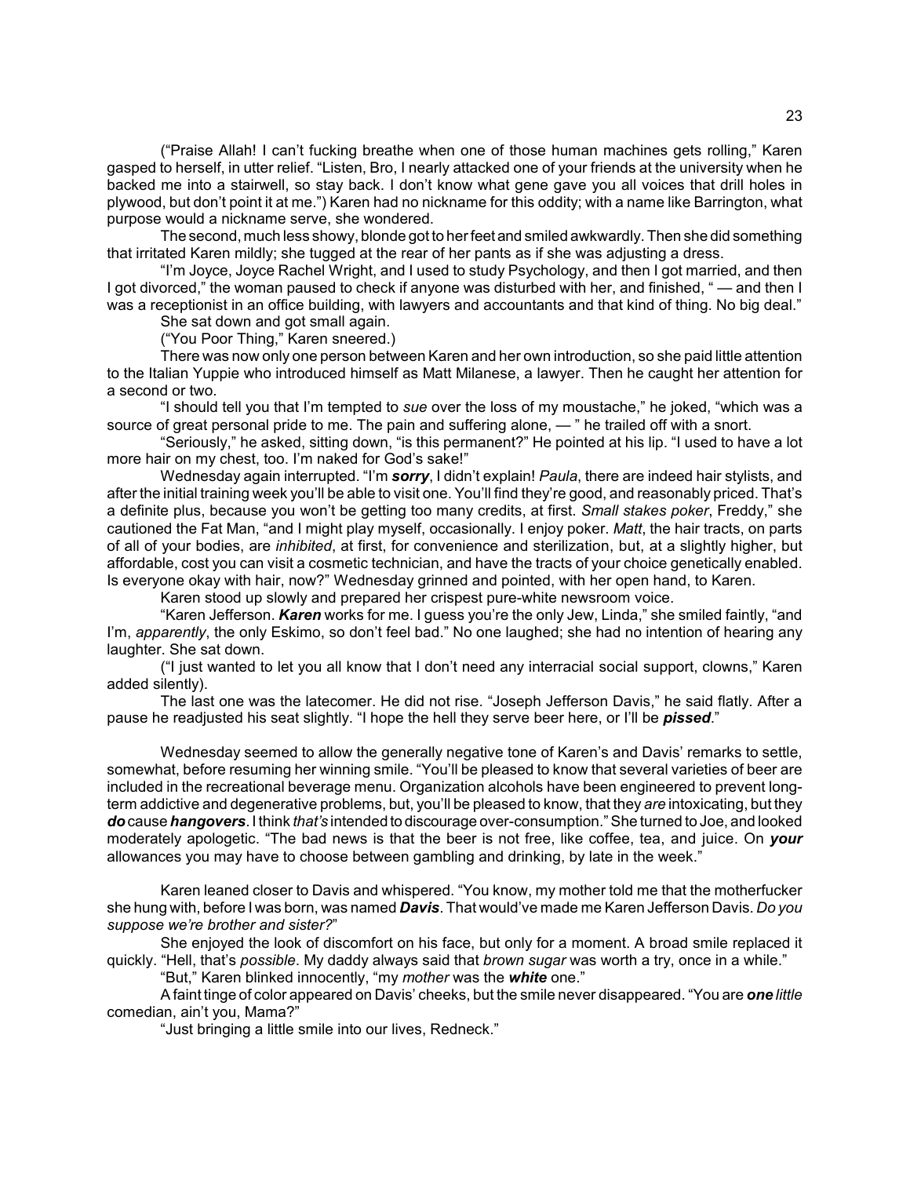("Praise Allah! I can't fucking breathe when one of those human machines gets rolling," Karen gasped to herself, in utter relief. "Listen, Bro, I nearly attacked one of your friends at the university when he backed me into a stairwell, so stay back. I don't know what gene gave you all voices that drill holes in plywood, but don't point it at me.") Karen had no nickname for this oddity; with a name like Barrington, what purpose would a nickname serve, she wondered.

The second, much less showy, blonde got to her feet and smiled awkwardly. Then she did something that irritated Karen mildly; she tugged at the rear of her pants as if she was adjusting a dress.

"I'm Joyce, Joyce Rachel Wright, and I used to study Psychology, and then I got married, and then I got divorced," the woman paused to check if anyone was disturbed with her, and finished, " — and then I was a receptionist in an office building, with lawyers and accountants and that kind of thing. No big deal."

She sat down and got small again.

("You Poor Thing," Karen sneered.)

There was now only one person between Karen and her own introduction, so she paid little attention to the Italian Yuppie who introduced himself as Matt Milanese, a lawyer. Then he caught her attention for a second or two.

"I should tell you that I'm tempted to *sue* over the loss of my moustache," he joked, "which was a source of great personal pride to me. The pain and suffering alone, — " he trailed off with a snort.

"Seriously," he asked, sitting down, "is this permanent?" He pointed at his lip. "I used to have a lot more hair on my chest, too. I'm naked for God's sake!"

Wednesday again interrupted. "I'm ***sorry***, I didn't explain! *Paula*, there are indeed hair stylists, and after the initial training week you'll be able to visit one. You'll find they're good, and reasonably priced. That's a definite plus, because you won't be getting too many credits, at first. *Small stakes poker*, Freddy," she cautioned the Fat Man, "and I might play myself, occasionally. I enjoy poker. *Matt*, the hair tracts, on parts of all of your bodies, are *inhibited*, at first, for convenience and sterilization, but, at a slightly higher, but affordable, cost you can visit a cosmetic technician, and have the tracts of your choice genetically enabled. Is everyone okay with hair, now?" Wednesday grinned and pointed, with her open hand, to Karen.

Karen stood up slowly and prepared her crispest pure-white newsroom voice.

"Karen Jefferson. ***Karen*** works for me. I guess you're the only Jew, Linda," she smiled faintly, "and I'm, *apparently*, the only Eskimo, so don't feel bad." No one laughed; she had no intention of hearing any laughter. She sat down.

("I just wanted to let you all know that I don't need any interracial social support, clowns," Karen added silently).

The last one was the latecomer. He did not rise. "Joseph Jefferson Davis," he said flatly. After a pause he readjusted his seat slightly. "I hope the hell they serve beer here, or I'll be ***pissed***."

Wednesday seemed to allow the generally negative tone of Karen's and Davis' remarks to settle, somewhat, before resuming her winning smile. "You'll be pleased to know that several varieties of beer are included in the recreational beverage menu. Organization alcohols have been engineered to prevent long-term addictive and degenerative problems, but, you'll be pleased to know, that they *are* intoxicating, but they ***do*** cause ***hangovers***. I think *that's* intended to discourage over-consumption." She turned to Joe, and looked moderately apologetic. "The bad news is that the beer is not free, like coffee, tea, and juice. On ***your*** allowances you may have to choose between gambling and drinking, by late in the week."

Karen leaned closer to Davis and whispered. "You know, my mother told me that the motherfucker she hung with, before I was born, was named ***Davis***. That would've made me Karen Jefferson Davis. *Do you suppose we're brother and sister?*"

She enjoyed the look of discomfort on his face, but only for a moment. A broad smile replaced it quickly. "Hell, that's *possible*. My daddy always said that *brown sugar* was worth a try, once in a while."

"But," Karen blinked innocently, "my *mother* was the ***white*** one."

A faint tinge of color appeared on Davis' cheeks, but the smile never disappeared. "You are ***one*** *little* comedian, ain't you, Mama?"

"Just bringing a little smile into our lives, Redneck."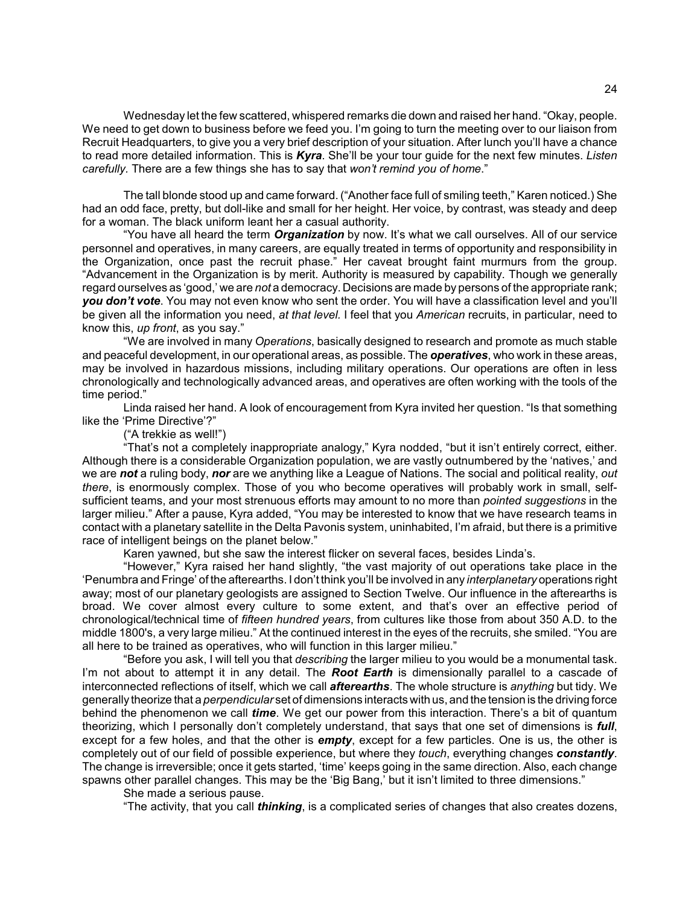Wednesday let the few scattered, whispered remarks die down and raised her hand. "Okay, people. We need to get down to business before we feed you. I'm going to turn the meeting over to our liaison from Recruit Headquarters, to give you a very brief description of your situation. After lunch you'll have a chance to read more detailed information. This is ***Kyra***. She'll be your tour guide for the next few minutes. *Listen carefully*. There are a few things she has to say that *won't remind you of home*."

The tall blonde stood up and came forward. ("Another face full of smiling teeth," Karen noticed.) She had an odd face, pretty, but doll-like and small for her height. Her voice, by contrast, was steady and deep for a woman. The black uniform leant her a casual authority.

"You have all heard the term ***Organization*** by now. It's what we call ourselves. All of our service personnel and operatives, in many careers, are equally treated in terms of opportunity and responsibility in the Organization, once past the recruit phase." Her caveat brought faint murmurs from the group. "Advancement in the Organization is by merit. Authority is measured by capability. Though we generally regard ourselves as 'good,' we are *not* a democracy. Decisions are made by persons of the appropriate rank; ***you don't vote***. You may not even know who sent the order. You will have a classification level and you'll be given all the information you need, *at that level.* I feel that you *American* recruits, in particular, need to know this, *up front*, as you say."

"We are involved in many *Operations*, basically designed to research and promote as much stable and peaceful development, in our operational areas, as possible. The ***operatives***, who work in these areas, may be involved in hazardous missions, including military operations. Our operations are often in less chronologically and technologically advanced areas, and operatives are often working with the tools of the time period."

Linda raised her hand. A look of encouragement from Kyra invited her question. "Is that something like the 'Prime Directive'?"

("A trekkie as well!")

"That's not a completely inappropriate analogy," Kyra nodded, "but it isn't entirely correct, either. Although there is a considerable Organization population, we are vastly outnumbered by the 'natives,' and we are ***not*** a ruling body, ***nor*** are we anything like a League of Nations. The social and political reality, *out there*, is enormously complex. Those of you who become operatives will probably work in small, self-sufficient teams, and your most strenuous efforts may amount to no more than *pointed suggestions* in the larger milieu." After a pause, Kyra added, "You may be interested to know that we have research teams in contact with a planetary satellite in the Delta Pavonis system, uninhabited, I'm afraid, but there is a primitive race of intelligent beings on the planet below."

Karen yawned, but she saw the interest flicker on several faces, besides Linda's.

"However," Kyra raised her hand slightly, "the vast majority of out operations take place in the 'Penumbra and Fringe' of the afterearths. I don't think you'll be involved in any *interplanetary* operations right away; most of our planetary geologists are assigned to Section Twelve. Our influence in the afterearths is broad. We cover almost every culture to some extent, and that's over an effective period of chronological/technical time of *fifteen hundred years*, from cultures like those from about 350 A.D. to the middle 1800's, a very large milieu." At the continued interest in the eyes of the recruits, she smiled. "You are all here to be trained as operatives, who will function in this larger milieu."

"Before you ask, I will tell you that *describing* the larger milieu to you would be a monumental task. I'm not about to attempt it in any detail. The ***Root Earth*** is dimensionally parallel to a cascade of interconnected reflections of itself, which we call ***afterearths***. The whole structure is *anything* but tidy. We generally theorize that a *perpendicular* set of dimensions interacts with us, and the tension is the driving force behind the phenomenon we call ***time***. We get our power from this interaction. There's a bit of quantum theorizing, which I personally don't completely understand, that says that one set of dimensions is ***full***, except for a few holes, and that the other is ***empty***, except for a few particles. One is us, the other is completely out of our field of possible experience, but where they *touch*, everything changes ***constantly***. The change is irreversible; once it gets started, 'time' keeps going in the same direction. Also, each change spawns other parallel changes. This may be the 'Big Bang,' but it isn't limited to three dimensions."

She made a serious pause.

"The activity, that you call ***thinking***, is a complicated series of changes that also creates dozens,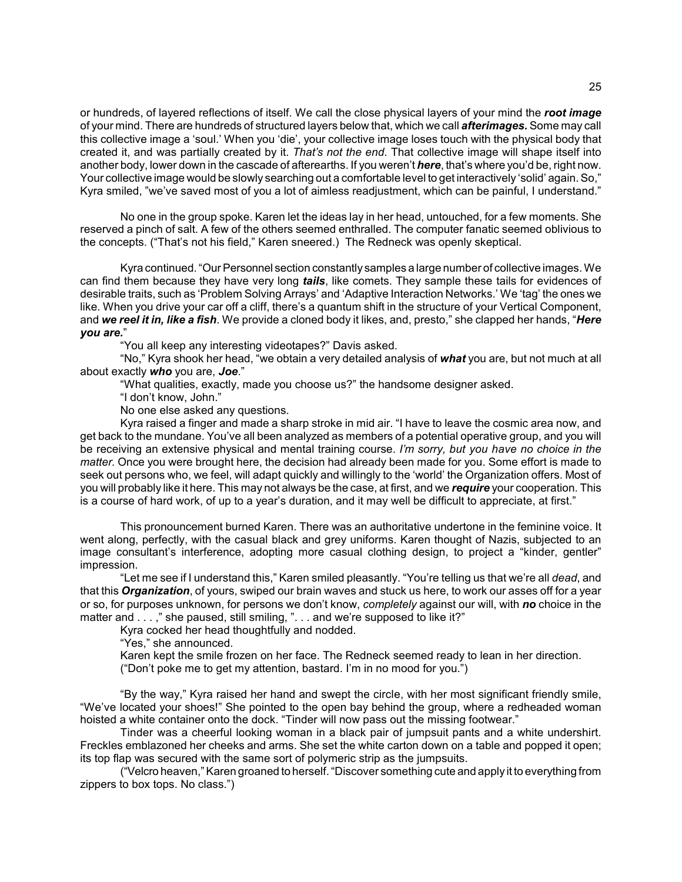or hundreds, of layered reflections of itself. We call the close physical layers of your mind the ***root image*** of your mind. There are hundreds of structured layers below that, which we call ***afterimages.*** Some may call this collective image a 'soul.' When you 'die', your collective image loses touch with the physical body that created it, and was partially created by it. *That's not the end.* That collective image will shape itself into another body, lower down in the cascade of afterearths. If you weren't ***here***, that's where you'd be, right now. Your collective image would be slowly searching out a comfortable level to get interactively 'solid' again. So," Kyra smiled, "we've saved most of you a lot of aimless readjustment, which can be painful, I understand."

No one in the group spoke. Karen let the ideas lay in her head, untouched, for a few moments. She reserved a pinch of salt. A few of the others seemed enthralled. The computer fanatic seemed oblivious to the concepts. ("That's not his field," Karen sneered.) The Redneck was openly skeptical.

Kyra continued. "Our Personnel section constantly samples a large number of collective images. We can find them because they have very long ***tails***, like comets. They sample these tails for evidences of desirable traits, such as 'Problem Solving Arrays' and 'Adaptive Interaction Networks.' We 'tag' the ones we like. When you drive your car off a cliff, there's a quantum shift in the structure of your Vertical Component, and ***we reel it in, like a fish***. We provide a cloned body it likes, and, presto," she clapped her hands, "***Here you are.***"

"You all keep any interesting videotapes?" Davis asked.

"No," Kyra shook her head, "we obtain a very detailed analysis of ***what*** you are, but not much at all about exactly ***who*** you are, ***Joe***."

"What qualities, exactly, made you choose us?" the handsome designer asked.

"I don't know, John."

No one else asked any questions.

Kyra raised a finger and made a sharp stroke in mid air. "I have to leave the cosmic area now, and get back to the mundane. You've all been analyzed as members of a potential operative group, and you will be receiving an extensive physical and mental training course. *I'm sorry, but you have no choice in the matter.* Once you were brought here, the decision had already been made for you. Some effort is made to seek out persons who, we feel, will adapt quickly and willingly to the 'world' the Organization offers. Most of you will probably like it here. This may not always be the case, at first, and we ***require*** your cooperation. This is a course of hard work, of up to a year's duration, and it may well be difficult to appreciate, at first."

This pronouncement burned Karen. There was an authoritative undertone in the feminine voice. It went along, perfectly, with the casual black and grey uniforms. Karen thought of Nazis, subjected to an image consultant's interference, adopting more casual clothing design, to project a "kinder, gentler" impression.

"Let me see if I understand this," Karen smiled pleasantly. "You're telling us that we're all *dead*, and that this ***Organization***, of yours, swiped our brain waves and stuck us here, to work our asses off for a year or so, for purposes unknown, for persons we don't know, *completely* against our will, with ***no*** choice in the matter and . . . ," she paused, still smiling, ". . . and we're supposed to like it?"

Kyra cocked her head thoughtfully and nodded.

"Yes," she announced.

Karen kept the smile frozen on her face. The Redneck seemed ready to lean in her direction.

("Don't poke me to get my attention, bastard. I'm in no mood for you.")

"By the way," Kyra raised her hand and swept the circle, with her most significant friendly smile, "We've located your shoes!" She pointed to the open bay behind the group, where a redheaded woman hoisted a white container onto the dock. "Tinder will now pass out the missing footwear."

Tinder was a cheerful looking woman in a black pair of jumpsuit pants and a white undershirt. Freckles emblazoned her cheeks and arms. She set the white carton down on a table and popped it open; its top flap was secured with the same sort of polymeric strip as the jumpsuits.

("Velcro heaven," Karen groaned to herself. "Discover something cute and apply it to everything from zippers to box tops. No class.")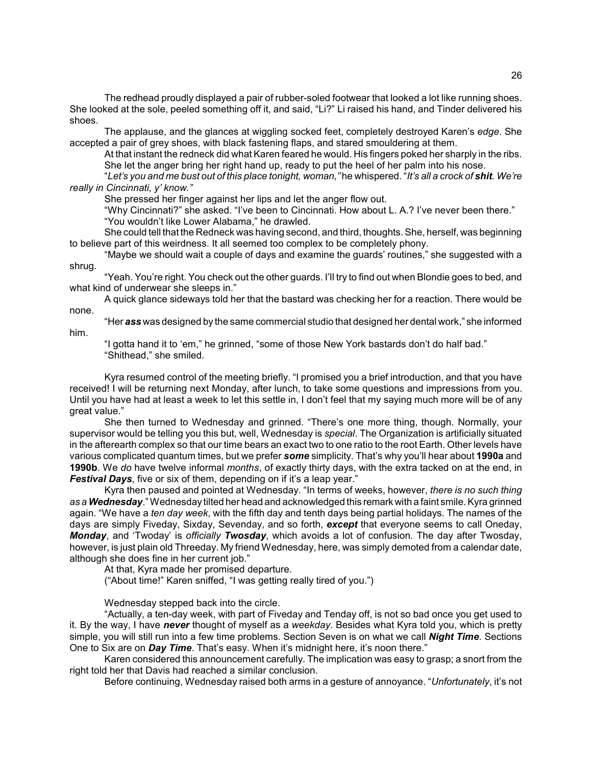The redhead proudly displayed a pair of rubber-soled footwear that looked a lot like running shoes. She looked at the sole, peeled something off it, and said, "Li?" Li raised his hand, and Tinder delivered his shoes.

The applause, and the glances at wiggling socked feet, completely destroyed Karen's *edge*. She accepted a pair of grey shoes, with black fastening flaps, and stared smouldering at them.

At that instant the redneck did what Karen feared he would. His fingers poked her sharply in the ribs. She let the anger bring her right hand up, ready to put the heel of her palm into his nose.

"*Let's you and me bust out of this place tonight, woman,"* he whispered. "*It's all a crock of* ***shit****. We're really in Cincinnati, y' know."*

She pressed her finger against her lips and let the anger flow out.

"Why Cincinnati?" she asked. "I've been to Cincinnati. How about L. A.? I've never been there."

"You wouldn't like Lower Alabama," he drawled.

She could tell that the Redneck was having second, and third, thoughts. She, herself, was beginning to believe part of this weirdness. It all seemed too complex to be completely phony.

"Maybe we should wait a couple of days and examine the guards' routines," she suggested with a shrug.

"Yeah. You're right. You check out the other guards. I'll try to find out when Blondie goes to bed, and what kind of underwear she sleeps in."

A quick glance sideways told her that the bastard was checking her for a reaction. There would be none.

"Her ***ass*** was designed by the same commercial studio that designed her dental work," she informed him.

"I gotta hand it to 'em," he grinned, "some of those New York bastards don't do half bad."

"Shithead," she smiled.

Kyra resumed control of the meeting briefly. "I promised you a brief introduction, and that you have received! I will be returning next Monday, after lunch, to take some questions and impressions from you. Until you have had at least a week to let this settle in, I don't feel that my saying much more will be of any great value."

She then turned to Wednesday and grinned. "There's one more thing, though. Normally, your supervisor would be telling you this but, well, Wednesday is *special*. The Organization is artificially situated in the afterearth complex so that our time bears an exact two to one ratio to the root Earth. Other levels have various complicated quantum times, but we prefer ***some*** simplicity. That's why you'll hear about **1990a** and **1990b**. We *do* have twelve informal *months*, of exactly thirty days, with the extra tacked on at the end, in ***Festival Days***, five or six of them, depending on if it's a leap year."

Kyra then paused and pointed at Wednesday. "In terms of weeks, however, *there is no such thing as a* ***Wednesday***." Wednesday tilted her head and acknowledged this remark with a faint smile. Kyra grinned again. "We have a *ten day week*, with the fifth day and tenth days being partial holidays. The names of the days are simply Fiveday, Sixday, Sevenday, and so forth, ***except*** that everyone seems to call Oneday, ***Monday***, and 'Twoday' is *officially* ***Twosday***, which avoids a lot of confusion. The day after Twosday, however, is just plain old Threeday. My friend Wednesday, here, was simply demoted from a calendar date, although she does fine in her current job."

At that, Kyra made her promised departure.

("About time!" Karen sniffed, "I was getting really tired of you.")

Wednesday stepped back into the circle.

"Actually, a ten-day week, with part of Fiveday and Tenday off, is not so bad once you get used to it. By the way, I have ***never*** thought of myself as a *weekday*. Besides what Kyra told you, which is pretty simple, you will still run into a few time problems. Section Seven is on what we call ***Night Time***. Sections One to Six are on ***Day Time***. That's easy. When it's midnight here, it's noon there."

Karen considered this announcement carefully. The implication was easy to grasp; a snort from the right told her that Davis had reached a similar conclusion.

Before continuing, Wednesday raised both arms in a gesture of annoyance. "*Unfortunately*, it's not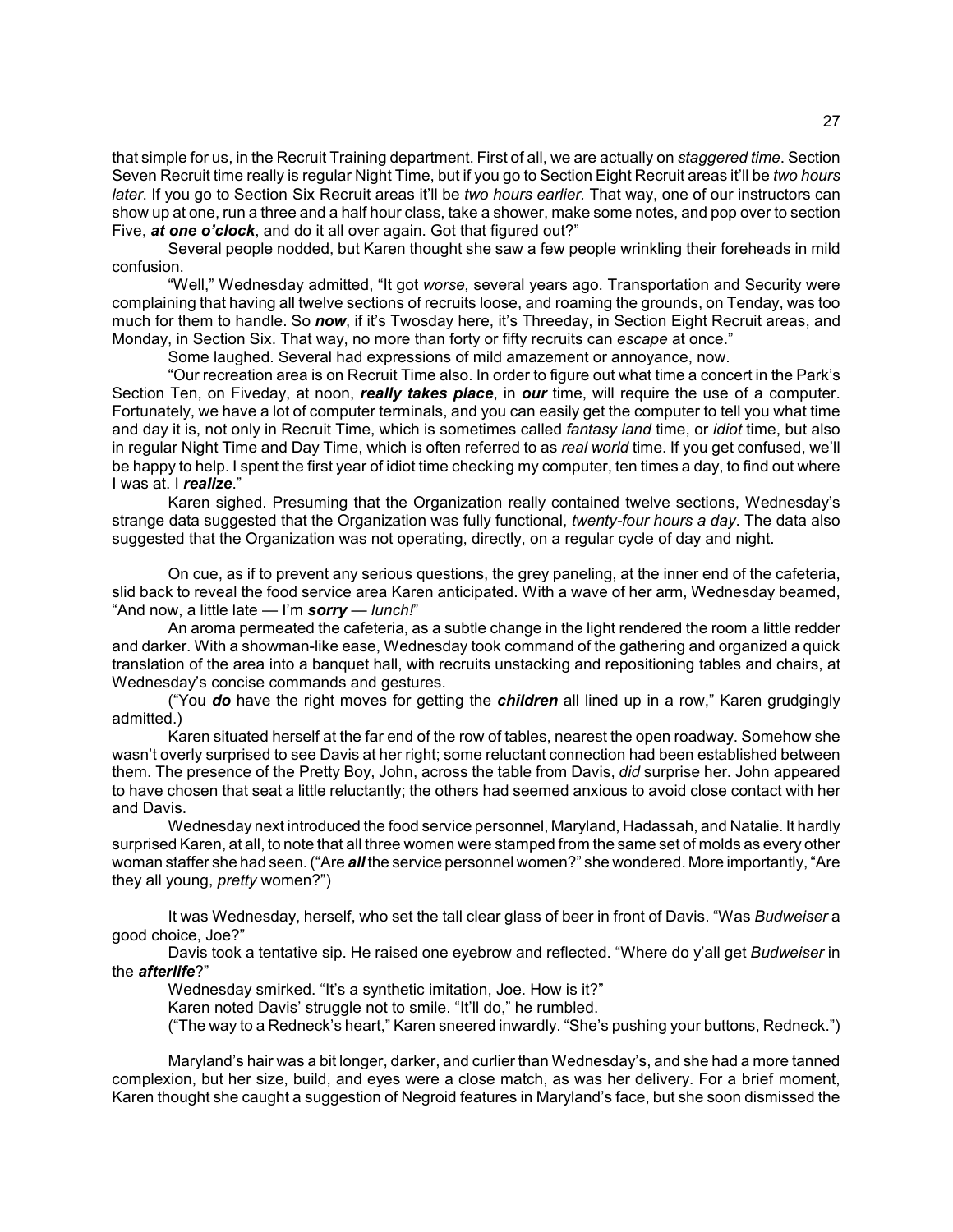that simple for us, in the Recruit Training department. First of all, we are actually on *staggered time*. Section Seven Recruit time really is regular Night Time, but if you go to Section Eight Recruit areas it'll be *two hours later*. If you go to Section Six Recruit areas it'll be *two hours earlier*. That way, one of our instructors can show up at one, run a three and a half hour class, take a shower, make some notes, and pop over to section Five, ***at one o'clock***, and do it all over again. Got that figured out?"

Several people nodded, but Karen thought she saw a few people wrinkling their foreheads in mild confusion.

"Well," Wednesday admitted, "It got *worse,* several years ago. Transportation and Security were complaining that having all twelve sections of recruits loose, and roaming the grounds, on Tenday, was too much for them to handle. So ***now***, if it's Twosday here, it's Threeday, in Section Eight Recruit areas, and Monday, in Section Six. That way, no more than forty or fifty recruits can *escape* at once."

Some laughed. Several had expressions of mild amazement or annoyance, now.

"Our recreation area is on Recruit Time also. In order to figure out what time a concert in the Park's Section Ten, on Fiveday, at noon, ***really takes place***, in ***our*** time, will require the use of a computer. Fortunately, we have a lot of computer terminals, and you can easily get the computer to tell you what time and day it is, not only in Recruit Time, which is sometimes called *fantasy land* time, or *idiot* time, but also in regular Night Time and Day Time, which is often referred to as *real world* time. If you get confused, we'll be happy to help. I spent the first year of idiot time checking my computer, ten times a day, to find out where I was at. I ***realize***."

Karen sighed. Presuming that the Organization really contained twelve sections, Wednesday's strange data suggested that the Organization was fully functional, *twenty-four hours a day*. The data also suggested that the Organization was not operating, directly, on a regular cycle of day and night.

On cue, as if to prevent any serious questions, the grey paneling, at the inner end of the cafeteria, slid back to reveal the food service area Karen anticipated. With a wave of her arm, Wednesday beamed, "And now, a little late — I'm ***sorry*** — *lunch!*"

An aroma permeated the cafeteria, as a subtle change in the light rendered the room a little redder and darker. With a showman-like ease, Wednesday took command of the gathering and organized a quick translation of the area into a banquet hall, with recruits unstacking and repositioning tables and chairs, at Wednesday's concise commands and gestures.

("You ***do*** have the right moves for getting the ***children*** all lined up in a row," Karen grudgingly admitted.)

Karen situated herself at the far end of the row of tables, nearest the open roadway. Somehow she wasn't overly surprised to see Davis at her right; some reluctant connection had been established between them. The presence of the Pretty Boy, John, across the table from Davis, *did* surprise her. John appeared to have chosen that seat a little reluctantly; the others had seemed anxious to avoid close contact with her and Davis.

Wednesday next introduced the food service personnel, Maryland, Hadassah, and Natalie. It hardly surprised Karen, at all, to note that all three women were stamped from the same set of molds as every other woman staffer she had seen. ("Are ***all*** the service personnel women?" she wondered. More importantly, "Are they all young, *pretty* women?")

It was Wednesday, herself, who set the tall clear glass of beer in front of Davis. "Was *Budweiser* a good choice, Joe?"

Davis took a tentative sip. He raised one eyebrow and reflected. "Where do y'all get *Budweiser* in the ***afterlife***?"

Wednesday smirked. "It's a synthetic imitation, Joe. How is it?"

Karen noted Davis' struggle not to smile. "It'll do," he rumbled.

("The way to a Redneck's heart," Karen sneered inwardly. "She's pushing your buttons, Redneck.")

Maryland's hair was a bit longer, darker, and curlier than Wednesday's, and she had a more tanned complexion, but her size, build, and eyes were a close match, as was her delivery. For a brief moment, Karen thought she caught a suggestion of Negroid features in Maryland's face, but she soon dismissed the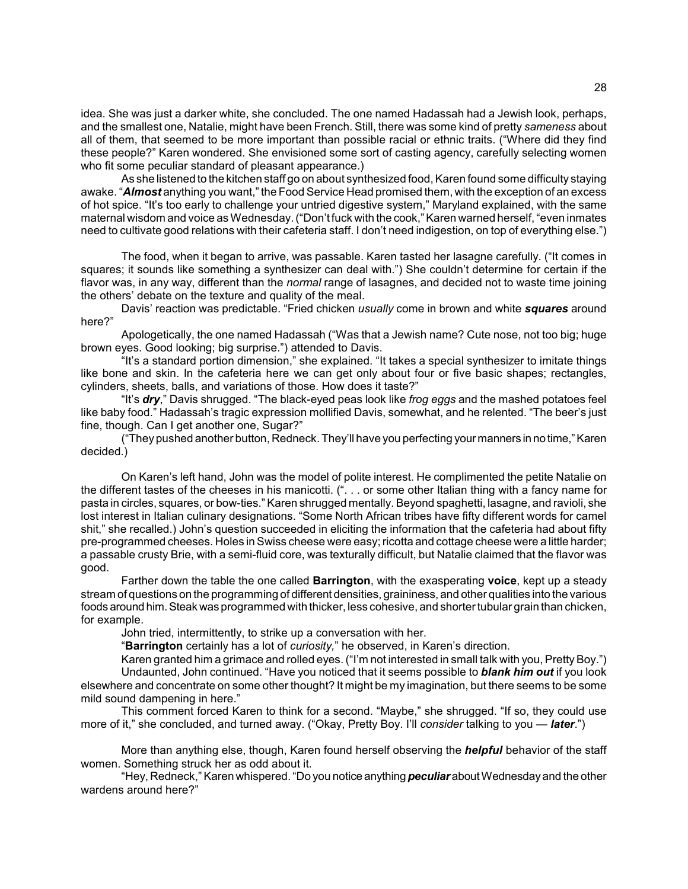idea. She was just a darker white, she concluded. The one named Hadassah had a Jewish look, perhaps, and the smallest one, Natalie, might have been French. Still, there was some kind of pretty *sameness* about all of them, that seemed to be more important than possible racial or ethnic traits. ("Where did they find these people?" Karen wondered. She envisioned some sort of casting agency, carefully selecting women who fit some peculiar standard of pleasant appearance.)

As she listened to the kitchen staff go on about synthesized food, Karen found some difficulty staying awake. "***Almost*** anything you want," the Food Service Head promised them, with the exception of an excess of hot spice. "It's too early to challenge your untried digestive system," Maryland explained, with the same maternal wisdom and voice as Wednesday. ("Don't fuck with the cook," Karen warned herself, "even inmates need to cultivate good relations with their cafeteria staff. I don't need indigestion, on top of everything else.")

The food, when it began to arrive, was passable. Karen tasted her lasagne carefully. ("It comes in squares; it sounds like something a synthesizer can deal with.") She couldn't determine for certain if the flavor was, in any way, different than the *normal* range of lasagnes, and decided not to waste time joining the others' debate on the texture and quality of the meal.

Davis' reaction was predictable. "Fried chicken *usually* come in brown and white ***squares*** around here?"

Apologetically, the one named Hadassah ("Was that a Jewish name? Cute nose, not too big; huge brown eyes. Good looking; big surprise.") attended to Davis.

"It's a standard portion dimension," she explained. "It takes a special synthesizer to imitate things like bone and skin. In the cafeteria here we can get only about four or five basic shapes; rectangles, cylinders, sheets, balls, and variations of those. How does it taste?"

"It's ***dry***," Davis shrugged. "The black-eyed peas look like *frog eggs* and the mashed potatoes feel like baby food." Hadassah's tragic expression mollified Davis, somewhat, and he relented. "The beer's just fine, though. Can I get another one, Sugar?"

("They pushed another button, Redneck. They'll have you perfecting your manners in no time," Karen decided.)

On Karen's left hand, John was the model of polite interest. He complimented the petite Natalie on the different tastes of the cheeses in his manicotti. (". . . or some other Italian thing with a fancy name for pasta in circles, squares, or bow-ties." Karen shrugged mentally. Beyond spaghetti, lasagne, and ravioli, she lost interest in Italian culinary designations. "Some North African tribes have fifty different words for camel shit," she recalled.) John's question succeeded in eliciting the information that the cafeteria had about fifty pre-programmed cheeses. Holes in Swiss cheese were easy; ricotta and cottage cheese were a little harder; a passable crusty Brie, with a semi-fluid core, was texturally difficult, but Natalie claimed that the flavor was good.

Farther down the table the one called **Barrington**, with the exasperating **voice**, kept up a steady stream of questions on the programming of different densities, graininess, and other qualities into the various foods around him. Steak was programmed with thicker, less cohesive, and shorter tubular grain than chicken, for example.

John tried, intermittently, to strike up a conversation with her.

"**Barrington** certainly has a lot of *curiosity,*" he observed, in Karen's direction.

Karen granted him a grimace and rolled eyes. ("I'm not interested in small talk with you, Pretty Boy.")

Undaunted, John continued. "Have you noticed that it seems possible to ***blank him out*** if you look elsewhere and concentrate on some other thought? It might be my imagination, but there seems to be some mild sound dampening in here."

This comment forced Karen to think for a second. "Maybe," she shrugged. "If so, they could use more of it," she concluded, and turned away. ("Okay, Pretty Boy. I'll *consider* talking to you — ***later***.")

More than anything else, though, Karen found herself observing the ***helpful*** behavior of the staff women. Something struck her as odd about it.

"Hey, Redneck," Karen whispered. "Do you notice anything ***peculiar*** about Wednesday and the other wardens around here?"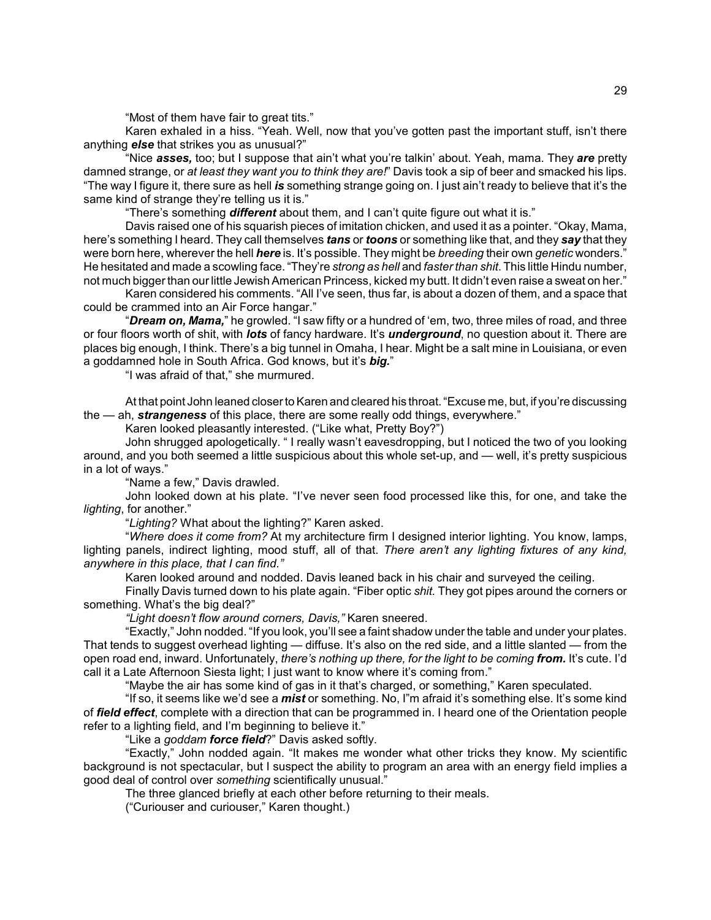"Most of them have fair to great tits."

Karen exhaled in a hiss. "Yeah. Well, now that you've gotten past the important stuff, isn't there anything ***else*** that strikes you as unusual?"

"Nice ***asses,*** too; but I suppose that ain't what you're talkin' about. Yeah, mama. They ***are*** pretty damned strange, or *at least they want you to think they are!*" Davis took a sip of beer and smacked his lips. "The way I figure it, there sure as hell ***is*** something strange going on. I just ain't ready to believe that it's the same kind of strange they're telling us it is."

"There's something ***different*** about them, and I can't quite figure out what it is."

Davis raised one of his squarish pieces of imitation chicken, and used it as a pointer. "Okay, Mama, here's something I heard. They call themselves ***tans*** or ***toons*** or something like that, and they ***say*** that they were born here, wherever the hell ***here*** is. It's possible. They might be *breeding* their own *genetic* wonders." He hesitated and made a scowling face. "They're *strong as hell* and *faster than shit*. This little Hindu number, not much bigger than our little Jewish American Princess, kicked my butt. It didn't even raise a sweat on her."

Karen considered his comments. "All I've seen, thus far, is about a dozen of them, and a space that could be crammed into an Air Force hangar."

"***Dream on, Mama,***" he growled. "I saw fifty or a hundred of 'em, two, three miles of road, and three or four floors worth of shit, with ***lots*** of fancy hardware. It's ***underground***, no question about it. There are places big enough, I think. There's a big tunnel in Omaha, I hear. Might be a salt mine in Louisiana, or even a goddamned hole in South Africa. God knows, but it's ***big.***"

"I was afraid of that," she murmured.

At that point John leaned closer to Karen and cleared his throat. "Excuse me, but, if you're discussing the — ah, ***strangeness*** of this place, there are some really odd things, everywhere."

Karen looked pleasantly interested. ("Like what, Pretty Boy?")

John shrugged apologetically. " I really wasn't eavesdropping, but I noticed the two of you looking around, and you both seemed a little suspicious about this whole set-up, and — well, it's pretty suspicious in a lot of ways."

"Name a few," Davis drawled.

John looked down at his plate. "I've never seen food processed like this, for one, and take the *lighting*, for another."

"*Lighting?* What about the lighting?" Karen asked.

"*Where does it come from?* At my architecture firm I designed interior lighting. You know, lamps, lighting panels, indirect lighting, mood stuff, all of that. *There aren't any lighting fixtures of any kind, anywhere in this place, that I can find."*

Karen looked around and nodded. Davis leaned back in his chair and surveyed the ceiling.

Finally Davis turned down to his plate again. "Fiber optic *shit.* They got pipes around the corners or something. What's the big deal?"

*"Light doesn't flow around corners, Davis,"* Karen sneered.

"Exactly," John nodded. "If you look, you'll see a faint shadow under the table and under your plates. That tends to suggest overhead lighting — diffuse. It's also on the red side, and a little slanted — from the open road end, inward. Unfortunately, *there's nothing up there, for the light to be coming* ***from.*** It's cute. I'd call it a Late Afternoon Siesta light; I just want to know where it's coming from."

"Maybe the air has some kind of gas in it that's charged, or something," Karen speculated.

"If so, it seems like we'd see a ***mist*** or something. No, I"m afraid it's something else. It's some kind of ***field effect***, complete with a direction that can be programmed in. I heard one of the Orientation people refer to a lighting field, and I'm beginning to believe it."

"Like a *goddam* ***force field***?" Davis asked softly.

"Exactly," John nodded again. "It makes me wonder what other tricks they know. My scientific background is not spectacular, but I suspect the ability to program an area with an energy field implies a good deal of control over *something* scientifically unusual."

The three glanced briefly at each other before returning to their meals.

("Curiouser and curiouser," Karen thought.)